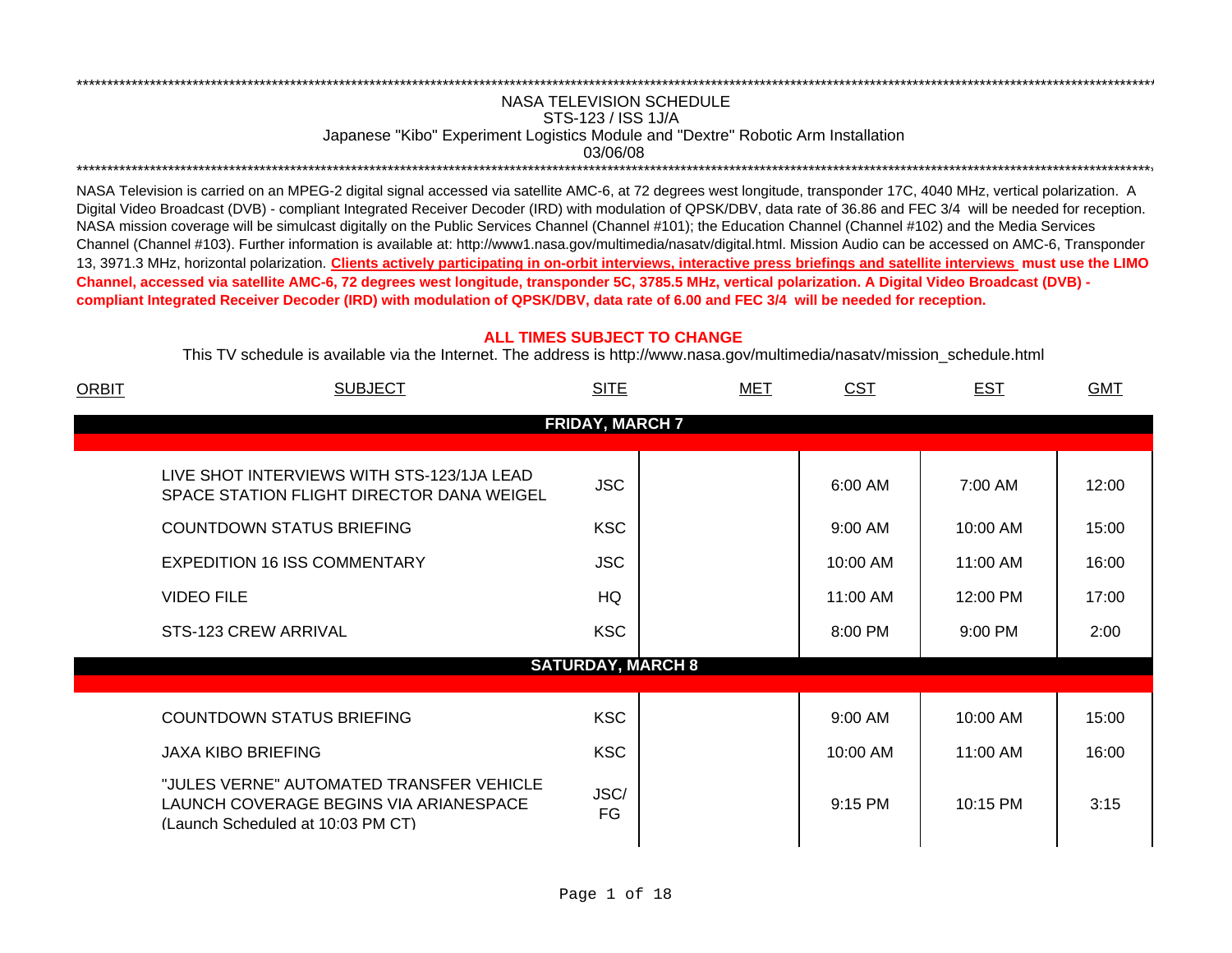# NASA TELEVISION SCHEDULE

## STS-123 / ISS 1J/A

### Japanese "Kibo" Experiment Logistics Module and "Dextre" Robotic Arm Installation

03/06/08

NASA Television is carried on an MPEG-2 digital signal accessed via satellite AMC-6, at 72 degrees west longitude, transponder 17C, 4040 MHz, vertical polarization. A Digital Video Broadcast (DVB) - compliant Integrated Receiver Decoder (IRD) with modulation of QPSK/DBV, data rate of 36.86 and FEC 3/4 will be needed for reception. NASA mission coverage will be simulcast digitally on the Public Services Channel (Channel #101); the Education Channel (Channel #102) and the Media Services Channel (Channel #103). Further information is available at: http://www1.nasa.gov/multimedia/nasatv/digital.html. Mission Audio can be accessed on AMC-6, Transponder 13, 3971.3 MHz, horizontal polarization. **Clients actively participating in on-orbit interviews, interactive press briefings and satellite interviews must use the LIMO Channel, accessed via satellite AMC-6, 72 degrees west longitude, transponder 5C, 3785.5 MHz, vertical polarization. A Digital Video Broadcast (DVB) - compliant Integrated Receiver Decoder (IRD) with modulation of QPSK/DBV, data rate of 6.00 and FEC 3/4 will be needed for reception.**

**ALL TIMES SUBJECT TO CHANGE**

This TV schedule is available via the Internet. The address is http://www.nasa.gov/multimedia/nasatv/mission_schedule.html

| ORBIT | SUBJECT | SITE | MET | CST | EST | GMT |
|---|---|---|---|---|---|---|
| | **FRIDAY, MARCH 7** | | | | | |
| | LIVE SHOT INTERVIEWS WITH STS-123/1JA LEAD SPACE STATION FLIGHT DIRECTOR DANA WEIGEL | JSC | | 6:00 AM | 7:00 AM | 12:00 |
| | COUNTDOWN STATUS BRIEFING | KSC | | 9:00 AM | 10:00 AM | 15:00 |
| | EXPEDITION 16 ISS COMMENTARY | JSC | | 10:00 AM | 11:00 AM | 16:00 |
| | VIDEO FILE | HQ | | 11:00 AM | 12:00 PM | 17:00 |
| | STS-123 CREW ARRIVAL | KSC | | 8:00 PM | 9:00 PM | 2:00 |
| | **SATURDAY, MARCH 8** | | | | | |
| | COUNTDOWN STATUS BRIEFING | KSC | | 9:00 AM | 10:00 AM | 15:00 |
| | JAXA KIBO BRIEFING | KSC | | 10:00 AM | 11:00 AM | 16:00 |
| | "JULES VERNE" AUTOMATED TRANSFER VEHICLE LAUNCH COVERAGE BEGINS VIA ARIANESPACE (Launch Scheduled at 10:03 PM CT) | JSC/ FG | | 9:15 PM | 10:15 PM | 3:15 |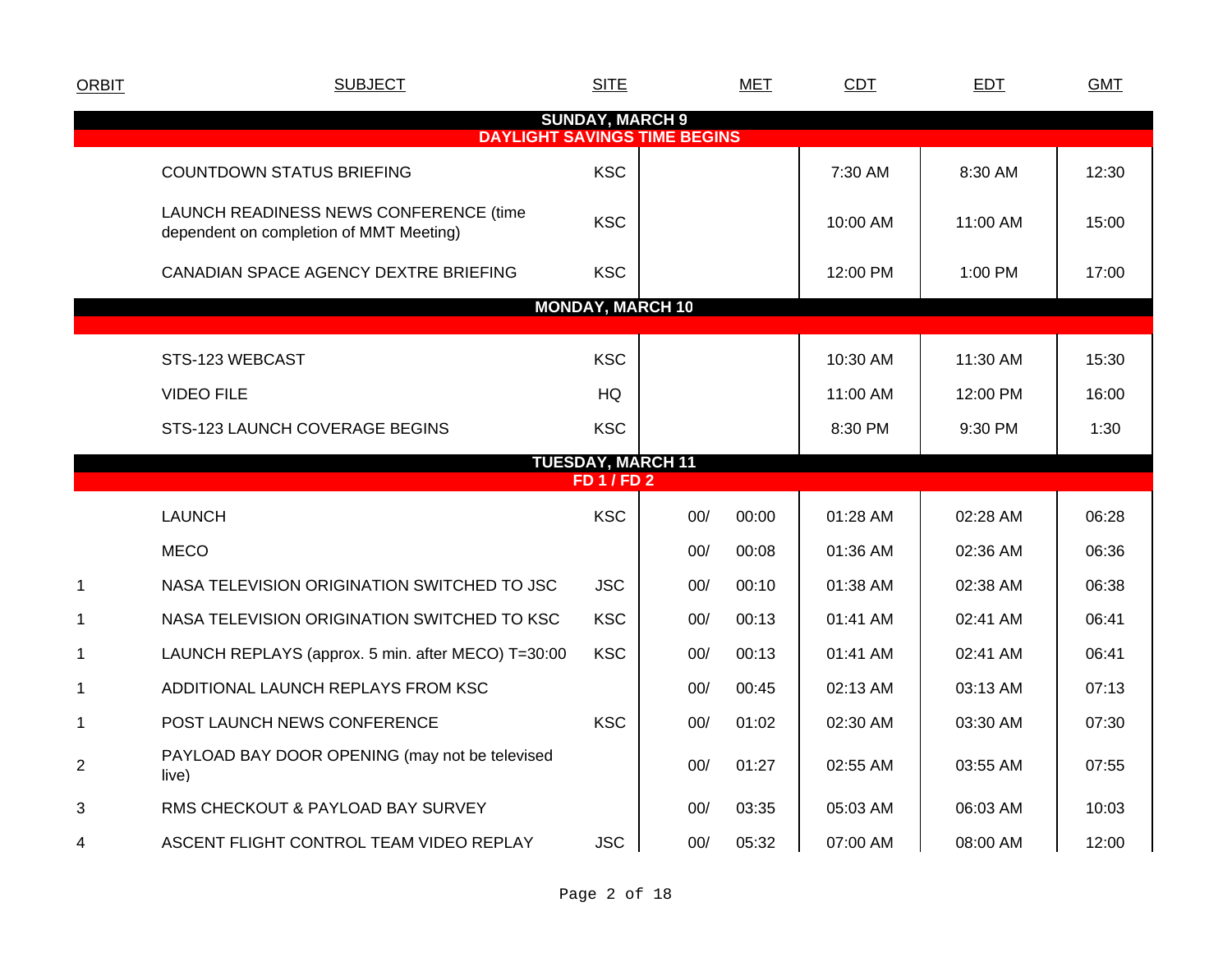| ORBIT | SUBJECT | SITE | MET | | CDT | EDT | GMT |
|---|---|---|---|---|---|---|---|
| **SUNDAY, MARCH 9** | | | | | | | |
| **DAYLIGHT SAVINGS TIME BEGINS** | | | | | | | |
| | COUNTDOWN STATUS BRIEFING | KSC | | | 7:30 AM | 8:30 AM | 12:30 |
| | LAUNCH READINESS NEWS CONFERENCE (time dependent on completion of MMT Meeting) | KSC | | | 10:00 AM | 11:00 AM | 15:00 |
| | CANADIAN SPACE AGENCY DEXTRE BRIEFING | KSC | | | 12:00 PM | 1:00 PM | 17:00 |
| **MONDAY, MARCH 10** | | | | | | | |
| | STS-123 WEBCAST | KSC | | | 10:30 AM | 11:30 AM | 15:30 |
| | VIDEO FILE | HQ | | | 11:00 AM | 12:00 PM | 16:00 |
| | STS-123 LAUNCH COVERAGE BEGINS | KSC | | | 8:30 PM | 9:30 PM | 1:30 |
| **TUESDAY, MARCH 11** | | | | | | | |
| **FD 1 / FD 2** | | | | | | | |
| | LAUNCH | KSC | 00/ | 00:00 | 01:28 AM | 02:28 AM | 06:28 |
| | MECO | | 00/ | 00:08 | 01:36 AM | 02:36 AM | 06:36 |
| 1 | NASA TELEVISION ORIGINATION SWITCHED TO JSC | JSC | 00/ | 00:10 | 01:38 AM | 02:38 AM | 06:38 |
| 1 | NASA TELEVISION ORIGINATION SWITCHED TO KSC | KSC | 00/ | 00:13 | 01:41 AM | 02:41 AM | 06:41 |
| 1 | LAUNCH REPLAYS (approx. 5 min. after MECO) T=30:00 | KSC | 00/ | 00:13 | 01:41 AM | 02:41 AM | 06:41 |
| 1 | ADDITIONAL LAUNCH REPLAYS FROM KSC | | 00/ | 00:45 | 02:13 AM | 03:13 AM | 07:13 |
| 1 | POST LAUNCH NEWS CONFERENCE | KSC | 00/ | 01:02 | 02:30 AM | 03:30 AM | 07:30 |
| 2 | PAYLOAD BAY DOOR OPENING (may not be televised live) | | 00/ | 01:27 | 02:55 AM | 03:55 AM | 07:55 |
| 3 | RMS CHECKOUT & PAYLOAD BAY SURVEY | | 00/ | 03:35 | 05:03 AM | 06:03 AM | 10:03 |
| 4 | ASCENT FLIGHT CONTROL TEAM VIDEO REPLAY | JSC | 00/ | 05:32 | 07:00 AM | 08:00 AM | 12:00 |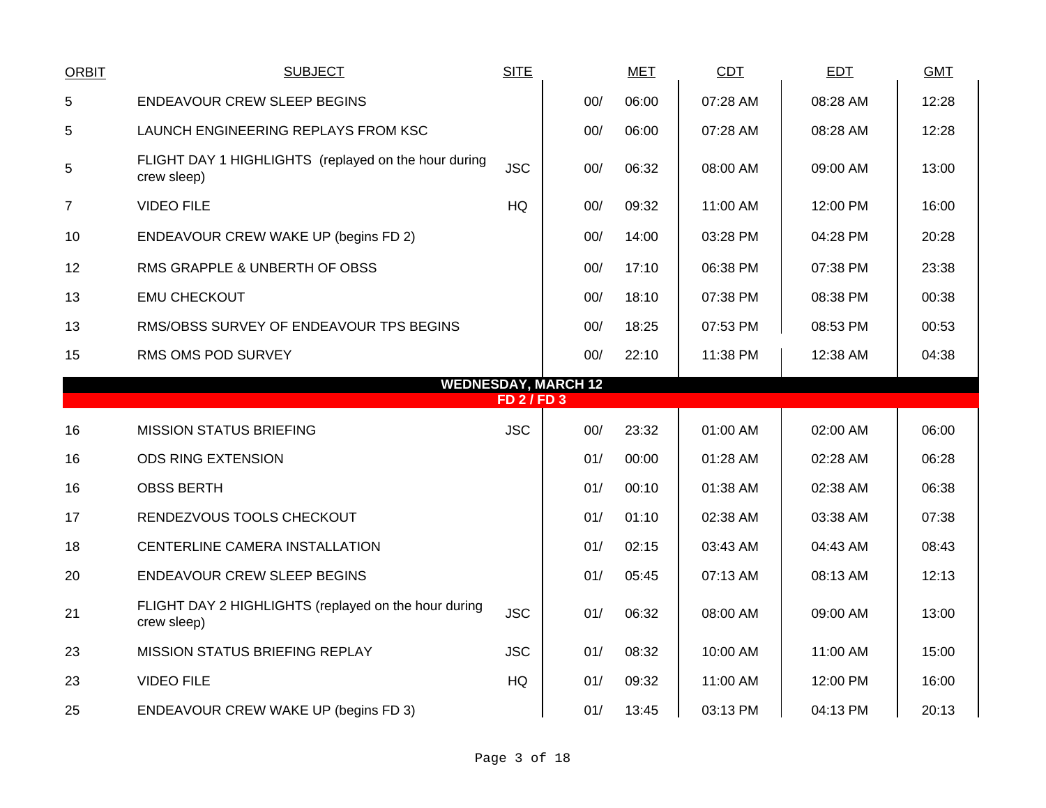| ORBIT | SUBJECT | SITE | | MET | CDT | EDT | GMT |
|---|---|---|---|---|---|---|---|
| 5 | ENDEAVOUR CREW SLEEP BEGINS | | 00/ | 06:00 | 07:28 AM | 08:28 AM | 12:28 |
| 5 | LAUNCH ENGINEERING REPLAYS FROM KSC | | 00/ | 06:00 | 07:28 AM | 08:28 AM | 12:28 |
| 5 | FLIGHT DAY 1 HIGHLIGHTS (replayed on the hour during crew sleep) | JSC | 00/ | 06:32 | 08:00 AM | 09:00 AM | 13:00 |
| 7 | VIDEO FILE | HQ | 00/ | 09:32 | 11:00 AM | 12:00 PM | 16:00 |
| 10 | ENDEAVOUR CREW WAKE UP (begins FD 2) | | 00/ | 14:00 | 03:28 PM | 04:28 PM | 20:28 |
| 12 | RMS GRAPPLE & UNBERTH OF OBSS | | 00/ | 17:10 | 06:38 PM | 07:38 PM | 23:38 |
| 13 | EMU CHECKOUT | | 00/ | 18:10 | 07:38 PM | 08:38 PM | 00:38 |
| 13 | RMS/OBSS SURVEY OF ENDEAVOUR TPS BEGINS | | 00/ | 18:25 | 07:53 PM | 08:53 PM | 00:53 |
| 15 | RMS OMS POD SURVEY | | 00/ | 22:10 | 11:38 PM | 12:38 AM | 04:38 |
| **WEDNESDAY, MARCH 12** | | | | | | | |
| **FD 2 / FD 3** | | | | | | | |
| 16 | MISSION STATUS BRIEFING | JSC | 00/ | 23:32 | 01:00 AM | 02:00 AM | 06:00 |
| 16 | ODS RING EXTENSION | | 01/ | 00:00 | 01:28 AM | 02:28 AM | 06:28 |
| 16 | OBSS BERTH | | 01/ | 00:10 | 01:38 AM | 02:38 AM | 06:38 |
| 17 | RENDEZVOUS TOOLS CHECKOUT | | 01/ | 01:10 | 02:38 AM | 03:38 AM | 07:38 |
| 18 | CENTERLINE CAMERA INSTALLATION | | 01/ | 02:15 | 03:43 AM | 04:43 AM | 08:43 |
| 20 | ENDEAVOUR CREW SLEEP BEGINS | | 01/ | 05:45 | 07:13 AM | 08:13 AM | 12:13 |
| 21 | FLIGHT DAY 2 HIGHLIGHTS (replayed on the hour during crew sleep) | JSC | 01/ | 06:32 | 08:00 AM | 09:00 AM | 13:00 |
| 23 | MISSION STATUS BRIEFING REPLAY | JSC | 01/ | 08:32 | 10:00 AM | 11:00 AM | 15:00 |
| 23 | VIDEO FILE | HQ | 01/ | 09:32 | 11:00 AM | 12:00 PM | 16:00 |
| 25 | ENDEAVOUR CREW WAKE UP (begins FD 3) | | 01/ | 13:45 | 03:13 PM | 04:13 PM | 20:13 |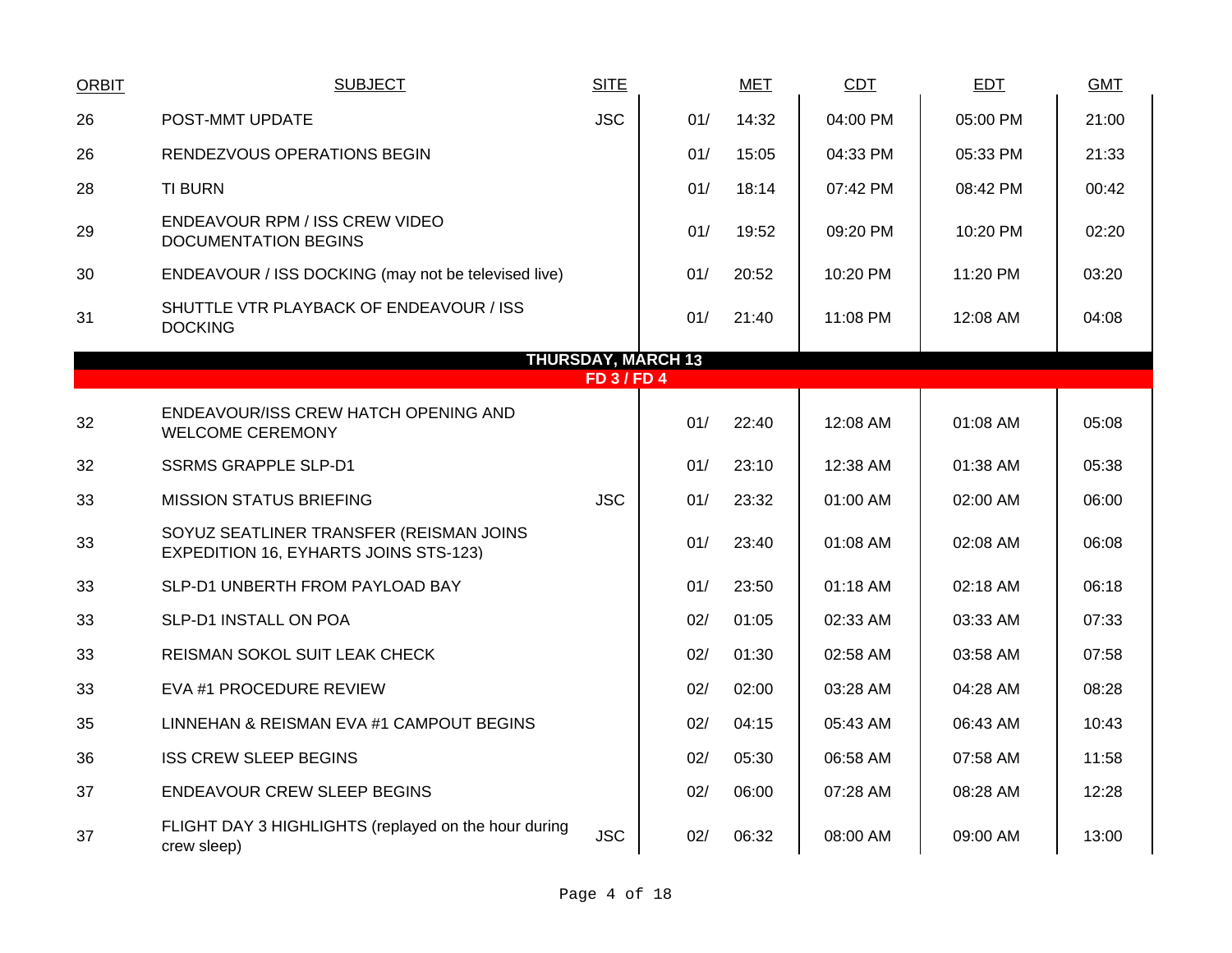| ORBIT | SUBJECT | SITE | MET | | CDT | EDT | GMT |
|---|---|---|---|---|---|---|---|
| 26 | POST-MMT UPDATE | JSC | 01/ | 14:32 | 04:00 PM | 05:00 PM | 21:00 |
| 26 | RENDEZVOUS OPERATIONS BEGIN | | 01/ | 15:05 | 04:33 PM | 05:33 PM | 21:33 |
| 28 | TI BURN | | 01/ | 18:14 | 07:42 PM | 08:42 PM | 00:42 |
| 29 | ENDEAVOUR RPM / ISS CREW VIDEO DOCUMENTATION BEGINS | | 01/ | 19:52 | 09:20 PM | 10:20 PM | 02:20 |
| 30 | ENDEAVOUR / ISS DOCKING (may not be televised live) | | 01/ | 20:52 | 10:20 PM | 11:20 PM | 03:20 |
| 31 | SHUTTLE VTR PLAYBACK OF ENDEAVOUR / ISS DOCKING | | 01/ | 21:40 | 11:08 PM | 12:08 AM | 04:08 |
| | **THURSDAY, MARCH 13** | | | | | | |
| | **FD 3 / FD 4** | | | | | | |
| 32 | ENDEAVOUR/ISS CREW HATCH OPENING AND WELCOME CEREMONY | | 01/ | 22:40 | 12:08 AM | 01:08 AM | 05:08 |
| 32 | SSRMS GRAPPLE SLP-D1 | | 01/ | 23:10 | 12:38 AM | 01:38 AM | 05:38 |
| 33 | MISSION STATUS BRIEFING | JSC | 01/ | 23:32 | 01:00 AM | 02:00 AM | 06:00 |
| 33 | SOYUZ SEATLINER TRANSFER (REISMAN JOINS EXPEDITION 16, EYHARTS JOINS STS-123) | | 01/ | 23:40 | 01:08 AM | 02:08 AM | 06:08 |
| 33 | SLP-D1 UNBERTH FROM PAYLOAD BAY | | 01/ | 23:50 | 01:18 AM | 02:18 AM | 06:18 |
| 33 | SLP-D1 INSTALL ON POA | | 02/ | 01:05 | 02:33 AM | 03:33 AM | 07:33 |
| 33 | REISMAN SOKOL SUIT LEAK CHECK | | 02/ | 01:30 | 02:58 AM | 03:58 AM | 07:58 |
| 33 | EVA #1 PROCEDURE REVIEW | | 02/ | 02:00 | 03:28 AM | 04:28 AM | 08:28 |
| 35 | LINNEHAN & REISMAN EVA #1 CAMPOUT BEGINS | | 02/ | 04:15 | 05:43 AM | 06:43 AM | 10:43 |
| 36 | ISS CREW SLEEP BEGINS | | 02/ | 05:30 | 06:58 AM | 07:58 AM | 11:58 |
| 37 | ENDEAVOUR CREW SLEEP BEGINS | | 02/ | 06:00 | 07:28 AM | 08:28 AM | 12:28 |
| 37 | FLIGHT DAY 3 HIGHLIGHTS (replayed on the hour during crew sleep) | JSC | 02/ | 06:32 | 08:00 AM | 09:00 AM | 13:00 |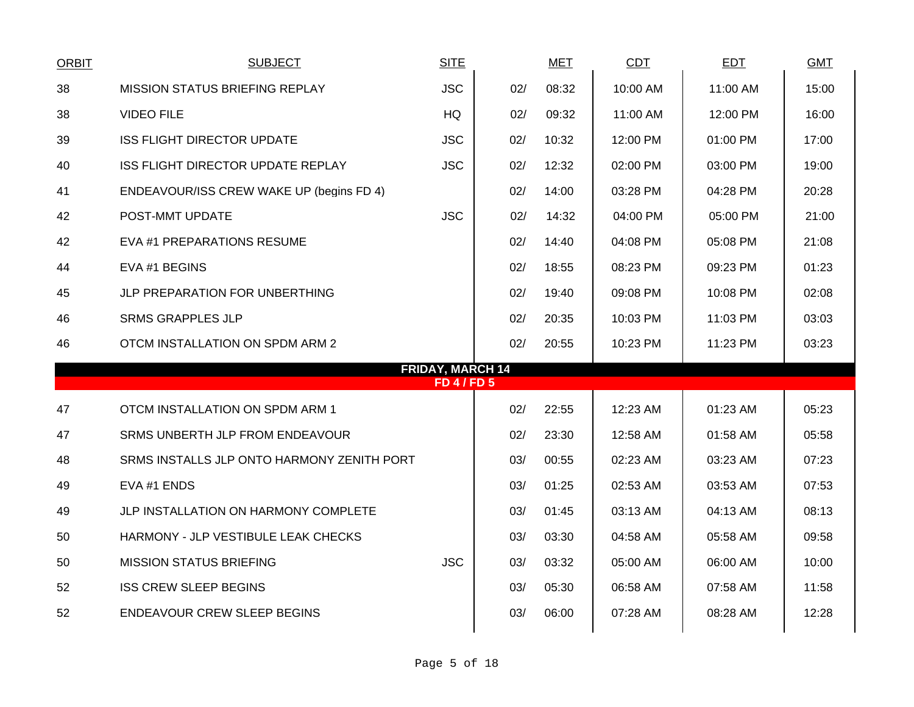| ORBIT | SUBJECT | SITE | | MET | CDT | EDT | GMT |
|---|---|---|---|---|---|---|---|
| 38 | MISSION STATUS BRIEFING REPLAY | JSC | 02/ | 08:32 | 10:00 AM | 11:00 AM | 15:00 |
| 38 | VIDEO FILE | HQ | 02/ | 09:32 | 11:00 AM | 12:00 PM | 16:00 |
| 39 | ISS FLIGHT DIRECTOR UPDATE | JSC | 02/ | 10:32 | 12:00 PM | 01:00 PM | 17:00 |
| 40 | ISS FLIGHT DIRECTOR UPDATE REPLAY | JSC | 02/ | 12:32 | 02:00 PM | 03:00 PM | 19:00 |
| 41 | ENDEAVOUR/ISS CREW WAKE UP (begins FD 4) | | 02/ | 14:00 | 03:28 PM | 04:28 PM | 20:28 |
| 42 | POST-MMT UPDATE | JSC | 02/ | 14:32 | 04:00 PM | 05:00 PM | 21:00 |
| 42 | EVA #1 PREPARATIONS RESUME | | 02/ | 14:40 | 04:08 PM | 05:08 PM | 21:08 |
| 44 | EVA #1 BEGINS | | 02/ | 18:55 | 08:23 PM | 09:23 PM | 01:23 |
| 45 | JLP PREPARATION FOR UNBERTHING | | 02/ | 19:40 | 09:08 PM | 10:08 PM | 02:08 |
| 46 | SRMS GRAPPLES JLP | | 02/ | 20:35 | 10:03 PM | 11:03 PM | 03:03 |
| 46 | OTCM INSTALLATION ON SPDM ARM 2 | | 02/ | 20:55 | 10:23 PM | 11:23 PM | 03:23 |
| | **FRIDAY, MARCH 14** **FD 4 / FD 5** | | | | | | |
| 47 | OTCM INSTALLATION ON SPDM ARM 1 | | 02/ | 22:55 | 12:23 AM | 01:23 AM | 05:23 |
| 47 | SRMS UNBERTH JLP FROM ENDEAVOUR | | 02/ | 23:30 | 12:58 AM | 01:58 AM | 05:58 |
| 48 | SRMS INSTALLS JLP ONTO HARMONY ZENITH PORT | | 03/ | 00:55 | 02:23 AM | 03:23 AM | 07:23 |
| 49 | EVA #1 ENDS | | 03/ | 01:25 | 02:53 AM | 03:53 AM | 07:53 |
| 49 | JLP INSTALLATION ON HARMONY COMPLETE | | 03/ | 01:45 | 03:13 AM | 04:13 AM | 08:13 |
| 50 | HARMONY - JLP VESTIBULE LEAK CHECKS | | 03/ | 03:30 | 04:58 AM | 05:58 AM | 09:58 |
| 50 | MISSION STATUS BRIEFING | JSC | 03/ | 03:32 | 05:00 AM | 06:00 AM | 10:00 |
| 52 | ISS CREW SLEEP BEGINS | | 03/ | 05:30 | 06:58 AM | 07:58 AM | 11:58 |
| 52 | ENDEAVOUR CREW SLEEP BEGINS | | 03/ | 06:00 | 07:28 AM | 08:28 AM | 12:28 |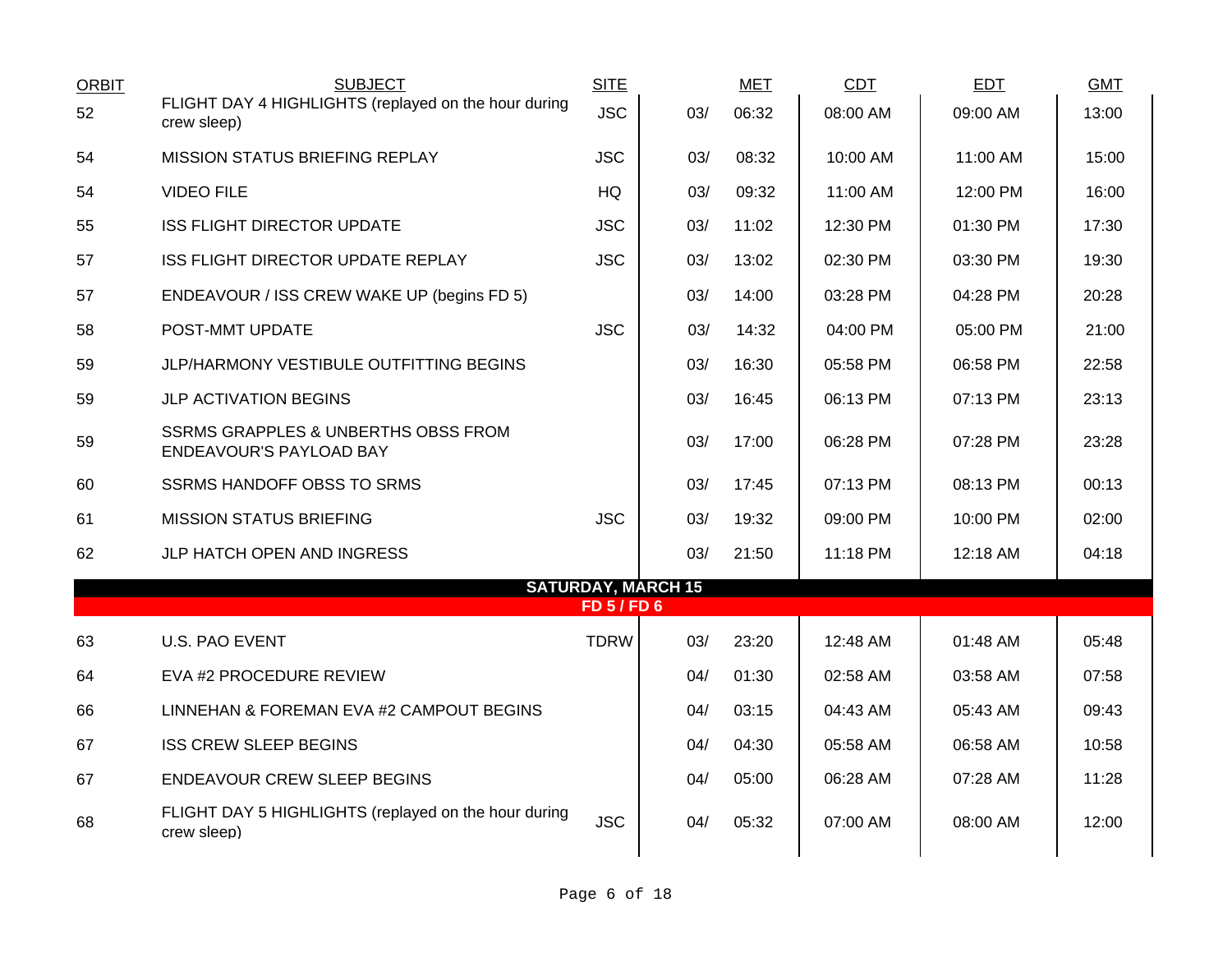| ORBIT | SUBJECT | SITE | MET | | CDT | EDT | GMT |
|---|---|---|---|---|---|---|---|
| 52 | FLIGHT DAY 4 HIGHLIGHTS (replayed on the hour during crew sleep) | JSC | 03/ | 06:32 | 08:00 AM | 09:00 AM | 13:00 |
| 54 | MISSION STATUS BRIEFING REPLAY | JSC | 03/ | 08:32 | 10:00 AM | 11:00 AM | 15:00 |
| 54 | VIDEO FILE | HQ | 03/ | 09:32 | 11:00 AM | 12:00 PM | 16:00 |
| 55 | ISS FLIGHT DIRECTOR UPDATE | JSC | 03/ | 11:02 | 12:30 PM | 01:30 PM | 17:30 |
| 57 | ISS FLIGHT DIRECTOR UPDATE REPLAY | JSC | 03/ | 13:02 | 02:30 PM | 03:30 PM | 19:30 |
| 57 | ENDEAVOUR / ISS CREW WAKE UP (begins FD 5) | | 03/ | 14:00 | 03:28 PM | 04:28 PM | 20:28 |
| 58 | POST-MMT UPDATE | JSC | 03/ | 14:32 | 04:00 PM | 05:00 PM | 21:00 |
| 59 | JLP/HARMONY VESTIBULE OUTFITTING BEGINS | | 03/ | 16:30 | 05:58 PM | 06:58 PM | 22:58 |
| 59 | JLP ACTIVATION BEGINS | | 03/ | 16:45 | 06:13 PM | 07:13 PM | 23:13 |
| 59 | SSRMS GRAPPLES & UNBERTHS OBSS FROM ENDEAVOUR'S PAYLOAD BAY | | 03/ | 17:00 | 06:28 PM | 07:28 PM | 23:28 |
| 60 | SSRMS HANDOFF OBSS TO SRMS | | 03/ | 17:45 | 07:13 PM | 08:13 PM | 00:13 |
| 61 | MISSION STATUS BRIEFING | JSC | 03/ | 19:32 | 09:00 PM | 10:00 PM | 02:00 |
| 62 | JLP HATCH OPEN AND INGRESS | | 03/ | 21:50 | 11:18 PM | 12:18 AM | 04:18 |
| | **SATURDAY, MARCH 15** | | | | | | |
| | **FD 5 / FD 6** | | | | | | |
| 63 | U.S. PAO EVENT | TDRW | 03/ | 23:20 | 12:48 AM | 01:48 AM | 05:48 |
| 64 | EVA #2 PROCEDURE REVIEW | | 04/ | 01:30 | 02:58 AM | 03:58 AM | 07:58 |
| 66 | LINNEHAN & FOREMAN EVA #2 CAMPOUT BEGINS | | 04/ | 03:15 | 04:43 AM | 05:43 AM | 09:43 |
| 67 | ISS CREW SLEEP BEGINS | | 04/ | 04:30 | 05:58 AM | 06:58 AM | 10:58 |
| 67 | ENDEAVOUR CREW SLEEP BEGINS | | 04/ | 05:00 | 06:28 AM | 07:28 AM | 11:28 |
| 68 | FLIGHT DAY 5 HIGHLIGHTS (replayed on the hour during crew sleep) | JSC | 04/ | 05:32 | 07:00 AM | 08:00 AM | 12:00 |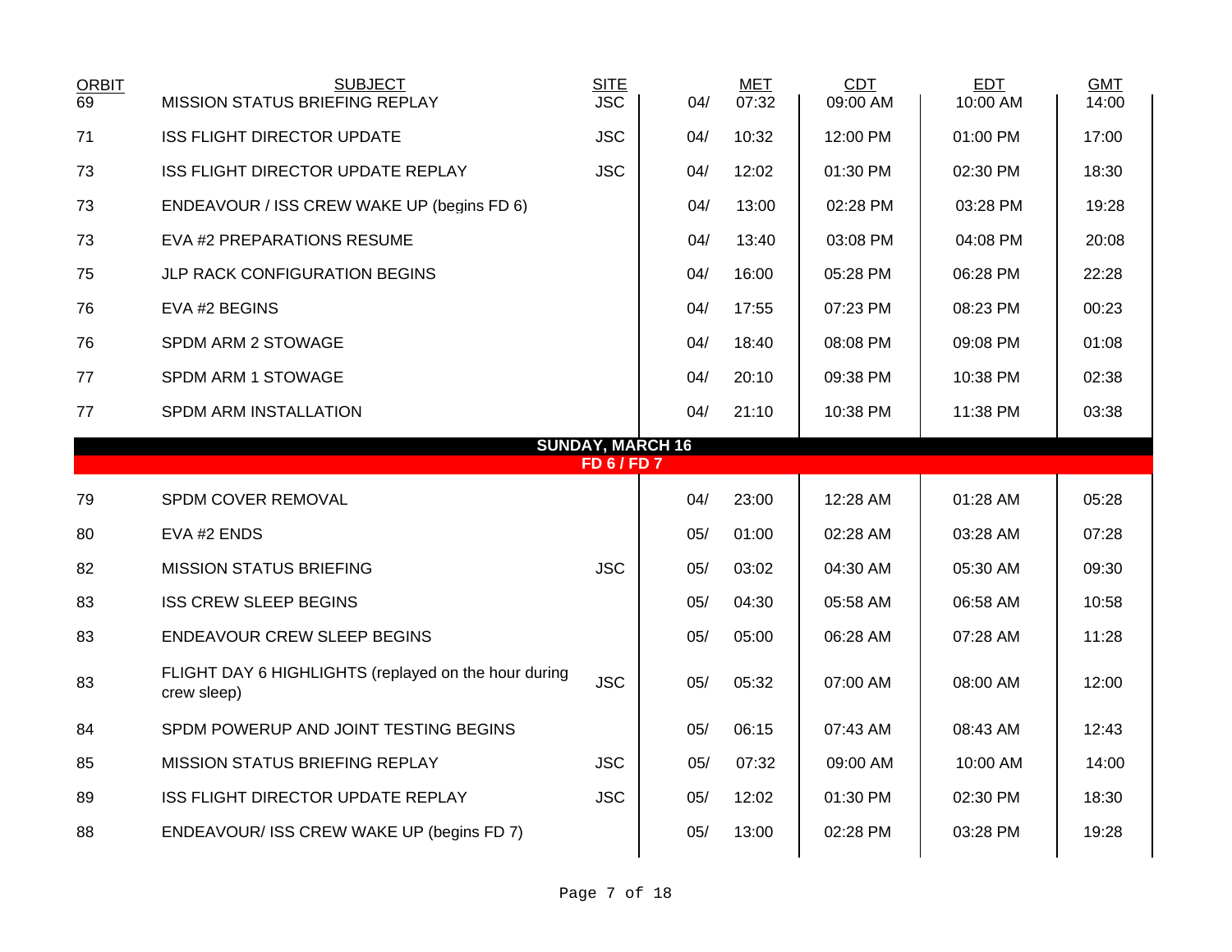| ORBIT | SUBJECT | SITE | MET | | CDT | EDT | GMT |
|---|---|---|---|---|---|---|---|
| 69 | MISSION STATUS BRIEFING REPLAY | JSC | 04/ | 07:32 | 09:00 AM | 10:00 AM | 14:00 |
| 71 | ISS FLIGHT DIRECTOR UPDATE | JSC | 04/ | 10:32 | 12:00 PM | 01:00 PM | 17:00 |
| 73 | ISS FLIGHT DIRECTOR UPDATE REPLAY | JSC | 04/ | 12:02 | 01:30 PM | 02:30 PM | 18:30 |
| 73 | ENDEAVOUR / ISS CREW WAKE UP (begins FD 6) | | 04/ | 13:00 | 02:28 PM | 03:28 PM | 19:28 |
| 73 | EVA #2 PREPARATIONS RESUME | | 04/ | 13:40 | 03:08 PM | 04:08 PM | 20:08 |
| 75 | JLP RACK CONFIGURATION BEGINS | | 04/ | 16:00 | 05:28 PM | 06:28 PM | 22:28 |
| 76 | EVA #2 BEGINS | | 04/ | 17:55 | 07:23 PM | 08:23 PM | 00:23 |
| 76 | SPDM ARM 2 STOWAGE | | 04/ | 18:40 | 08:08 PM | 09:08 PM | 01:08 |
| 77 | SPDM ARM 1 STOWAGE | | 04/ | 20:10 | 09:38 PM | 10:38 PM | 02:38 |
| 77 | SPDM ARM INSTALLATION | | 04/ | 21:10 | 10:38 PM | 11:38 PM | 03:38 |
| | **SUNDAY, MARCH 16** | | | | | | |
| | **FD 6 / FD 7** | | | | | | |
| 79 | SPDM COVER REMOVAL | | 04/ | 23:00 | 12:28 AM | 01:28 AM | 05:28 |
| 80 | EVA #2 ENDS | | 05/ | 01:00 | 02:28 AM | 03:28 AM | 07:28 |
| 82 | MISSION STATUS BRIEFING | JSC | 05/ | 03:02 | 04:30 AM | 05:30 AM | 09:30 |
| 83 | ISS CREW SLEEP BEGINS | | 05/ | 04:30 | 05:58 AM | 06:58 AM | 10:58 |
| 83 | ENDEAVOUR CREW SLEEP BEGINS | | 05/ | 05:00 | 06:28 AM | 07:28 AM | 11:28 |
| 83 | FLIGHT DAY 6 HIGHLIGHTS (replayed on the hour during crew sleep) | JSC | 05/ | 05:32 | 07:00 AM | 08:00 AM | 12:00 |
| 84 | SPDM POWERUP AND JOINT TESTING BEGINS | | 05/ | 06:15 | 07:43 AM | 08:43 AM | 12:43 |
| 85 | MISSION STATUS BRIEFING REPLAY | JSC | 05/ | 07:32 | 09:00 AM | 10:00 AM | 14:00 |
| 89 | ISS FLIGHT DIRECTOR UPDATE REPLAY | JSC | 05/ | 12:02 | 01:30 PM | 02:30 PM | 18:30 |
| 88 | ENDEAVOUR/ ISS CREW WAKE UP (begins FD 7) | | 05/ | 13:00 | 02:28 PM | 03:28 PM | 19:28 |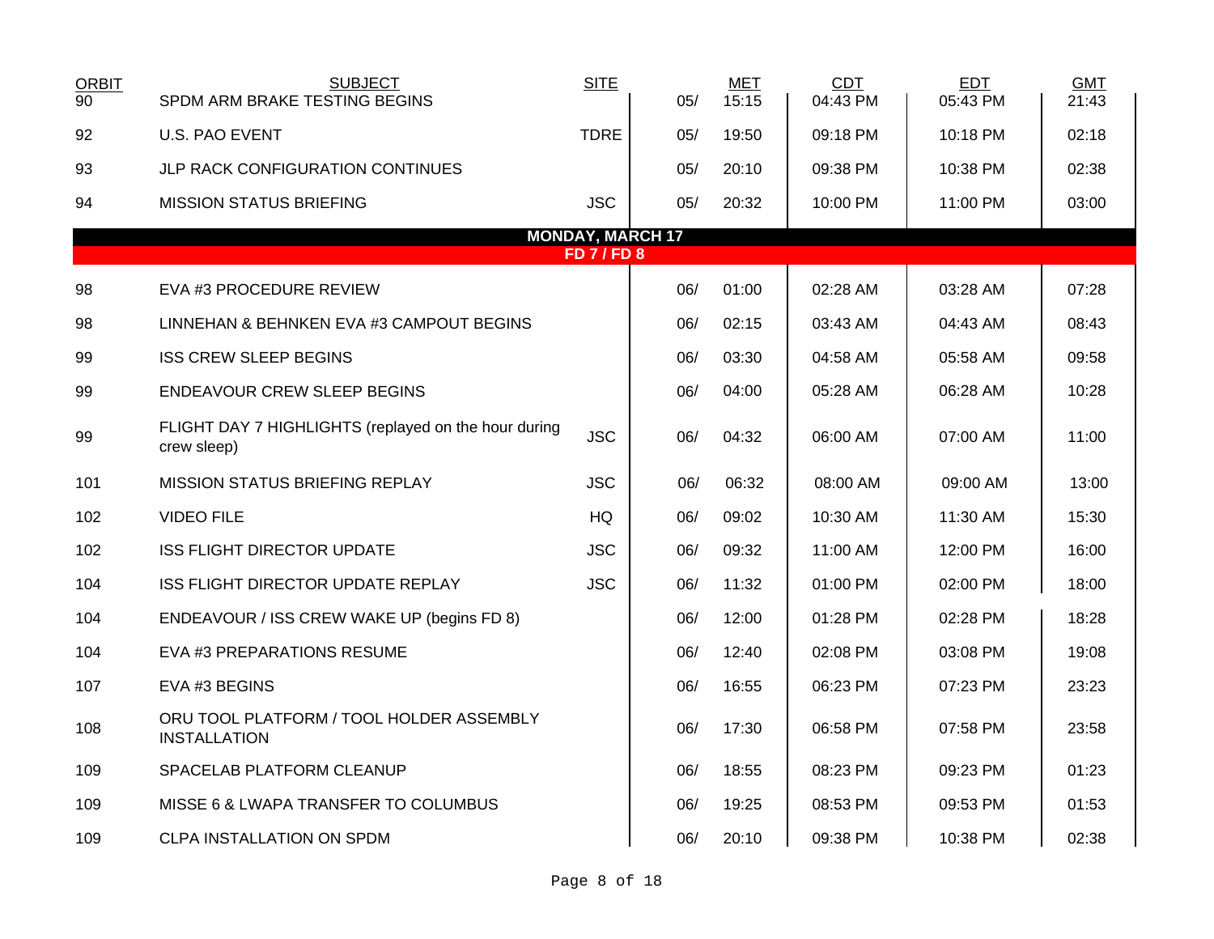| ORBIT | SUBJECT | SITE | | MET | CDT | EDT | GMT |
|---|---|---|---|---|---|---|---|
| 90 | SPDM ARM BRAKE TESTING BEGINS | | 05/ | 15:15 | 04:43 PM | 05:43 PM | 21:43 |
| 92 | U.S. PAO EVENT | TDRE | 05/ | 19:50 | 09:18 PM | 10:18 PM | 02:18 |
| 93 | JLP RACK CONFIGURATION CONTINUES | | 05/ | 20:10 | 09:38 PM | 10:38 PM | 02:38 |
| 94 | MISSION STATUS BRIEFING | JSC | 05/ | 20:32 | 10:00 PM | 11:00 PM | 03:00 |
| | **MONDAY, MARCH 17** | | | | | | |
| | **FD 7 / FD 8** | | | | | | |
| 98 | EVA #3 PROCEDURE REVIEW | | 06/ | 01:00 | 02:28 AM | 03:28 AM | 07:28 |
| 98 | LINNEHAN & BEHNKEN EVA #3 CAMPOUT BEGINS | | 06/ | 02:15 | 03:43 AM | 04:43 AM | 08:43 |
| 99 | ISS CREW SLEEP BEGINS | | 06/ | 03:30 | 04:58 AM | 05:58 AM | 09:58 |
| 99 | ENDEAVOUR CREW SLEEP BEGINS | | 06/ | 04:00 | 05:28 AM | 06:28 AM | 10:28 |
| 99 | FLIGHT DAY 7 HIGHLIGHTS (replayed on the hour during crew sleep) | JSC | 06/ | 04:32 | 06:00 AM | 07:00 AM | 11:00 |
| 101 | MISSION STATUS BRIEFING REPLAY | JSC | 06/ | 06:32 | 08:00 AM | 09:00 AM | 13:00 |
| 102 | VIDEO FILE | HQ | 06/ | 09:02 | 10:30 AM | 11:30 AM | 15:30 |
| 102 | ISS FLIGHT DIRECTOR UPDATE | JSC | 06/ | 09:32 | 11:00 AM | 12:00 PM | 16:00 |
| 104 | ISS FLIGHT DIRECTOR UPDATE REPLAY | JSC | 06/ | 11:32 | 01:00 PM | 02:00 PM | 18:00 |
| 104 | ENDEAVOUR / ISS CREW WAKE UP (begins FD 8) | | 06/ | 12:00 | 01:28 PM | 02:28 PM | 18:28 |
| 104 | EVA #3 PREPARATIONS RESUME | | 06/ | 12:40 | 02:08 PM | 03:08 PM | 19:08 |
| 107 | EVA #3 BEGINS | | 06/ | 16:55 | 06:23 PM | 07:23 PM | 23:23 |
| 108 | ORU TOOL PLATFORM / TOOL HOLDER ASSEMBLY INSTALLATION | | 06/ | 17:30 | 06:58 PM | 07:58 PM | 23:58 |
| 109 | SPACELAB PLATFORM CLEANUP | | 06/ | 18:55 | 08:23 PM | 09:23 PM | 01:23 |
| 109 | MISSE 6 & LWAPA TRANSFER TO COLUMBUS | | 06/ | 19:25 | 08:53 PM | 09:53 PM | 01:53 |
| 109 | CLPA INSTALLATION ON SPDM | | 06/ | 20:10 | 09:38 PM | 10:38 PM | 02:38 |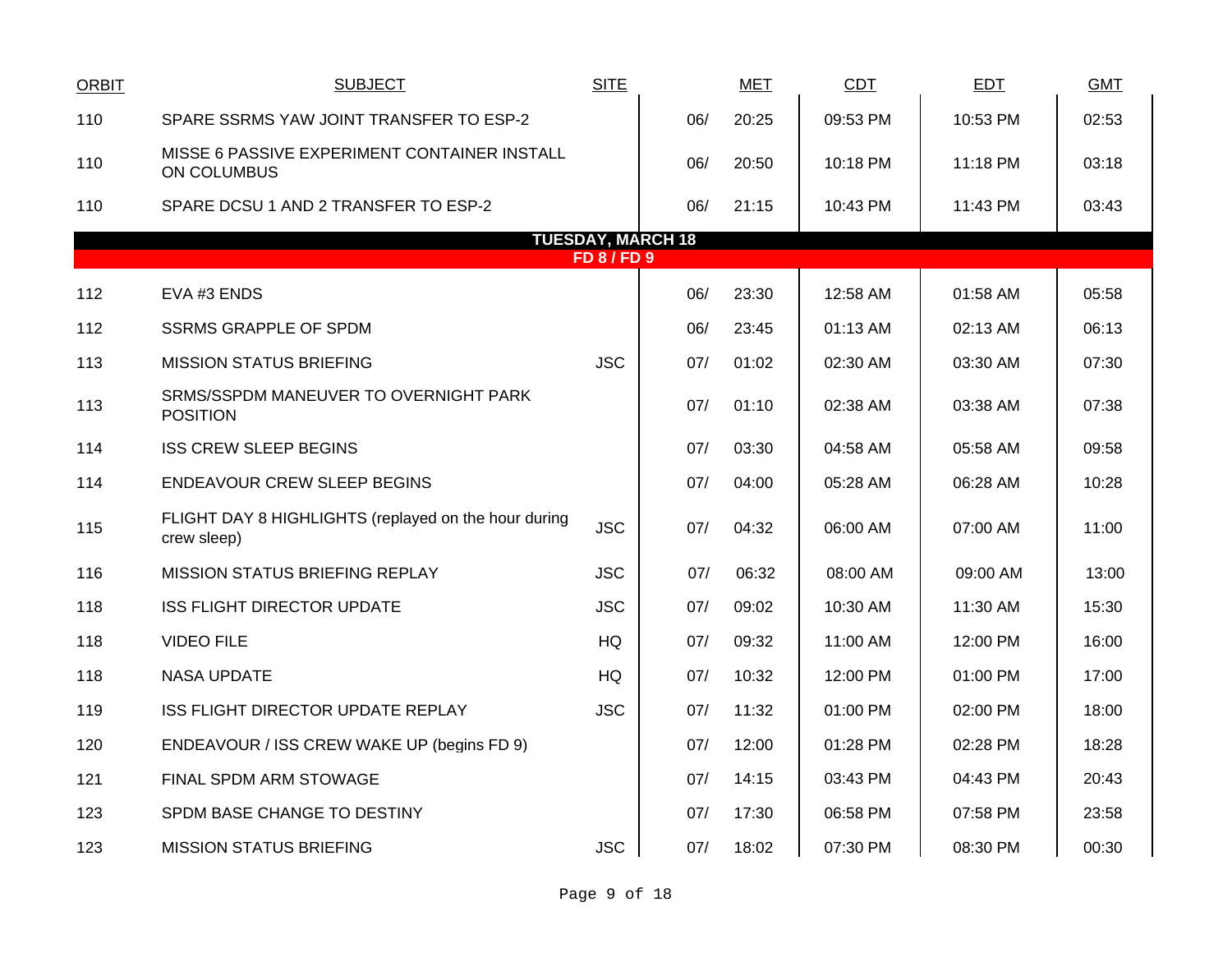| ORBIT | SUBJECT | SITE | MET | | CDT | EDT | GMT |
|---|---|---|---|---|---|---|---|
| 110 | SPARE SSRMS YAW JOINT TRANSFER TO ESP-2 | | 06/ | 20:25 | 09:53 PM | 10:53 PM | 02:53 |
| 110 | MISSE 6 PASSIVE EXPERIMENT CONTAINER INSTALL ON COLUMBUS | | 06/ | 20:50 | 10:18 PM | 11:18 PM | 03:18 |
| 110 | SPARE DCSU 1 AND 2 TRANSFER TO ESP-2 | | 06/ | 21:15 | 10:43 PM | 11:43 PM | 03:43 |
| | **TUESDAY, MARCH 18** | | | | | | |
| | **FD 8 / FD 9** | | | | | | |
| 112 | EVA #3 ENDS | | 06/ | 23:30 | 12:58 AM | 01:58 AM | 05:58 |
| 112 | SSRMS GRAPPLE OF SPDM | | 06/ | 23:45 | 01:13 AM | 02:13 AM | 06:13 |
| 113 | MISSION STATUS BRIEFING | JSC | 07/ | 01:02 | 02:30 AM | 03:30 AM | 07:30 |
| 113 | SRMS/SSPDM MANEUVER TO OVERNIGHT PARK POSITION | | 07/ | 01:10 | 02:38 AM | 03:38 AM | 07:38 |
| 114 | ISS CREW SLEEP BEGINS | | 07/ | 03:30 | 04:58 AM | 05:58 AM | 09:58 |
| 114 | ENDEAVOUR CREW SLEEP BEGINS | | 07/ | 04:00 | 05:28 AM | 06:28 AM | 10:28 |
| 115 | FLIGHT DAY 8 HIGHLIGHTS (replayed on the hour during crew sleep) | JSC | 07/ | 04:32 | 06:00 AM | 07:00 AM | 11:00 |
| 116 | MISSION STATUS BRIEFING REPLAY | JSC | 07/ | 06:32 | 08:00 AM | 09:00 AM | 13:00 |
| 118 | ISS FLIGHT DIRECTOR UPDATE | JSC | 07/ | 09:02 | 10:30 AM | 11:30 AM | 15:30 |
| 118 | VIDEO FILE | HQ | 07/ | 09:32 | 11:00 AM | 12:00 PM | 16:00 |
| 118 | NASA UPDATE | HQ | 07/ | 10:32 | 12:00 PM | 01:00 PM | 17:00 |
| 119 | ISS FLIGHT DIRECTOR UPDATE REPLAY | JSC | 07/ | 11:32 | 01:00 PM | 02:00 PM | 18:00 |
| 120 | ENDEAVOUR / ISS CREW WAKE UP (begins FD 9) | | 07/ | 12:00 | 01:28 PM | 02:28 PM | 18:28 |
| 121 | FINAL SPDM ARM STOWAGE | | 07/ | 14:15 | 03:43 PM | 04:43 PM | 20:43 |
| 123 | SPDM BASE CHANGE TO DESTINY | | 07/ | 17:30 | 06:58 PM | 07:58 PM | 23:58 |
| 123 | MISSION STATUS BRIEFING | JSC | 07/ | 18:02 | 07:30 PM | 08:30 PM | 00:30 |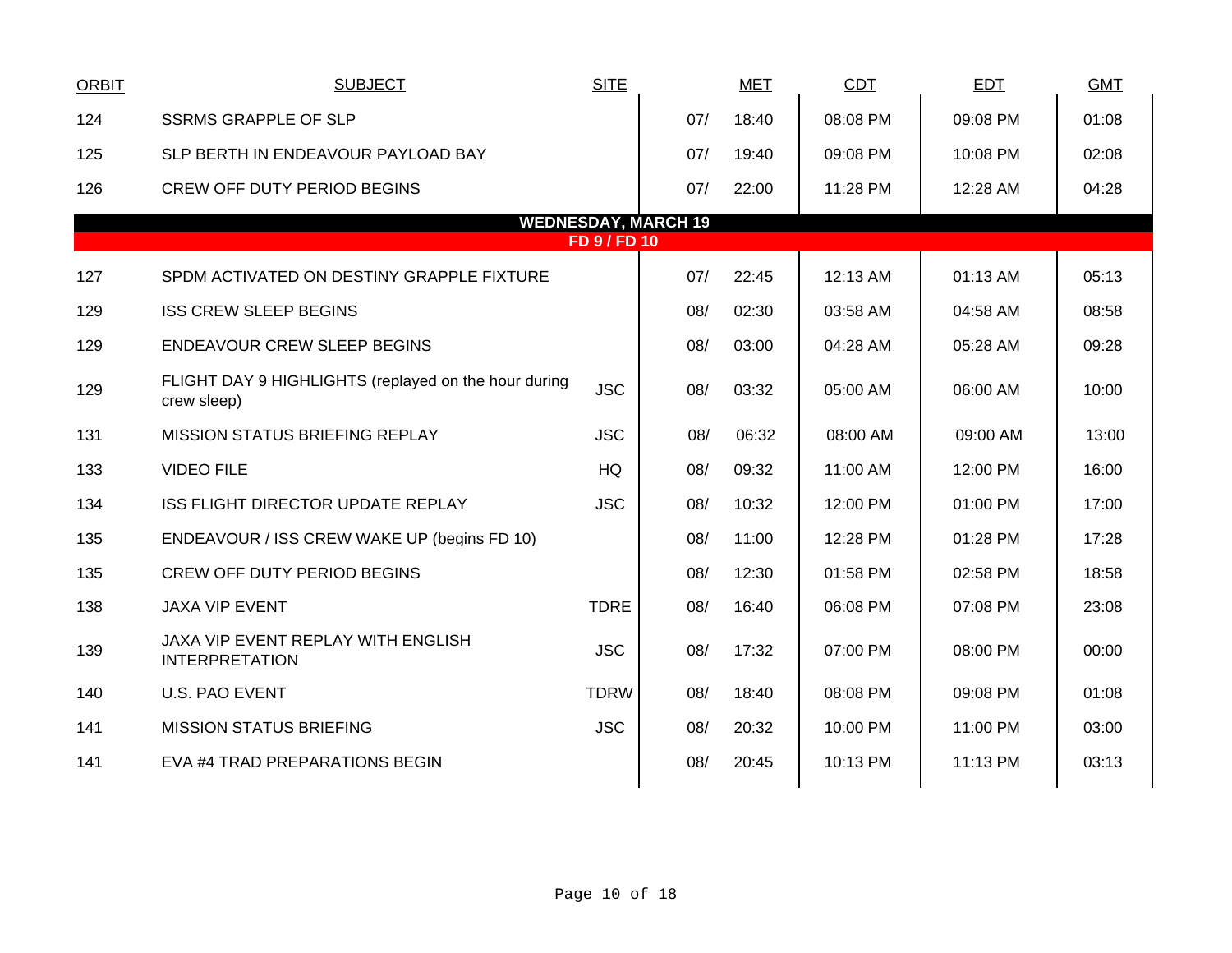| ORBIT | SUBJECT | SITE | MET | | CDT | EDT | GMT |
|---|---|---|---|---|---|---|---|
| 124 | SSRMS GRAPPLE OF SLP | | 07/ | 18:40 | 08:08 PM | 09:08 PM | 01:08 |
| 125 | SLP BERTH IN ENDEAVOUR PAYLOAD BAY | | 07/ | 19:40 | 09:08 PM | 10:08 PM | 02:08 |
| 126 | CREW OFF DUTY PERIOD BEGINS | | 07/ | 22:00 | 11:28 PM | 12:28 AM | 04:28 |
| | **WEDNESDAY, MARCH 19** | | | | | | |
| | **FD 9 / FD 10** | | | | | | |
| 127 | SPDM ACTIVATED ON DESTINY GRAPPLE FIXTURE | | 07/ | 22:45 | 12:13 AM | 01:13 AM | 05:13 |
| 129 | ISS CREW SLEEP BEGINS | | 08/ | 02:30 | 03:58 AM | 04:58 AM | 08:58 |
| 129 | ENDEAVOUR CREW SLEEP BEGINS | | 08/ | 03:00 | 04:28 AM | 05:28 AM | 09:28 |
| 129 | FLIGHT DAY 9 HIGHLIGHTS (replayed on the hour during crew sleep) | JSC | 08/ | 03:32 | 05:00 AM | 06:00 AM | 10:00 |
| 131 | MISSION STATUS BRIEFING REPLAY | JSC | 08/ | 06:32 | 08:00 AM | 09:00 AM | 13:00 |
| 133 | VIDEO FILE | HQ | 08/ | 09:32 | 11:00 AM | 12:00 PM | 16:00 |
| 134 | ISS FLIGHT DIRECTOR UPDATE REPLAY | JSC | 08/ | 10:32 | 12:00 PM | 01:00 PM | 17:00 |
| 135 | ENDEAVOUR / ISS CREW WAKE UP (begins FD 10) | | 08/ | 11:00 | 12:28 PM | 01:28 PM | 17:28 |
| 135 | CREW OFF DUTY PERIOD BEGINS | | 08/ | 12:30 | 01:58 PM | 02:58 PM | 18:58 |
| 138 | JAXA VIP EVENT | TDRE | 08/ | 16:40 | 06:08 PM | 07:08 PM | 23:08 |
| 139 | JAXA VIP EVENT REPLAY WITH ENGLISH INTERPRETATION | JSC | 08/ | 17:32 | 07:00 PM | 08:00 PM | 00:00 |
| 140 | U.S. PAO EVENT | TDRW | 08/ | 18:40 | 08:08 PM | 09:08 PM | 01:08 |
| 141 | MISSION STATUS BRIEFING | JSC | 08/ | 20:32 | 10:00 PM | 11:00 PM | 03:00 |
| 141 | EVA #4 TRAD PREPARATIONS BEGIN | | 08/ | 20:45 | 10:13 PM | 11:13 PM | 03:13 |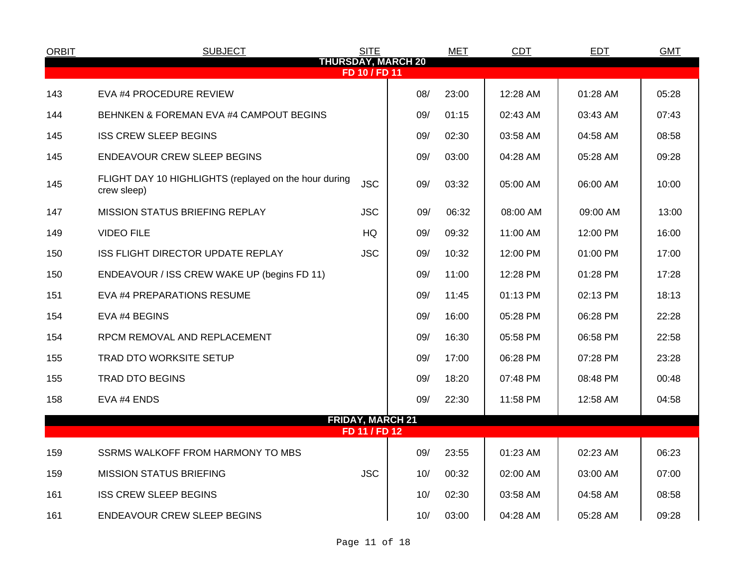| ORBIT | SUBJECT | SITE | MET | | CDT | EDT | GMT |
|---|---|---|---|---|---|---|---|
| | **THURSDAY, MARCH 20** | | | | | | |
| | **FD 10 / FD 11** | | | | | | |
| 143 | EVA #4 PROCEDURE REVIEW | | 08/ | 23:00 | 12:28 AM | 01:28 AM | 05:28 |
| 144 | BEHNKEN & FOREMAN EVA #4 CAMPOUT BEGINS | | 09/ | 01:15 | 02:43 AM | 03:43 AM | 07:43 |
| 145 | ISS CREW SLEEP BEGINS | | 09/ | 02:30 | 03:58 AM | 04:58 AM | 08:58 |
| 145 | ENDEAVOUR CREW SLEEP BEGINS | | 09/ | 03:00 | 04:28 AM | 05:28 AM | 09:28 |
| 145 | FLIGHT DAY 10 HIGHLIGHTS (replayed on the hour during crew sleep) | JSC | 09/ | 03:32 | 05:00 AM | 06:00 AM | 10:00 |
| 147 | MISSION STATUS BRIEFING REPLAY | JSC | 09/ | 06:32 | 08:00 AM | 09:00 AM | 13:00 |
| 149 | VIDEO FILE | HQ | 09/ | 09:32 | 11:00 AM | 12:00 PM | 16:00 |
| 150 | ISS FLIGHT DIRECTOR UPDATE REPLAY | JSC | 09/ | 10:32 | 12:00 PM | 01:00 PM | 17:00 |
| 150 | ENDEAVOUR / ISS CREW WAKE UP (begins FD 11) | | 09/ | 11:00 | 12:28 PM | 01:28 PM | 17:28 |
| 151 | EVA #4 PREPARATIONS RESUME | | 09/ | 11:45 | 01:13 PM | 02:13 PM | 18:13 |
| 154 | EVA #4 BEGINS | | 09/ | 16:00 | 05:28 PM | 06:28 PM | 22:28 |
| 154 | RPCM REMOVAL AND REPLACEMENT | | 09/ | 16:30 | 05:58 PM | 06:58 PM | 22:58 |
| 155 | TRAD DTO WORKSITE SETUP | | 09/ | 17:00 | 06:28 PM | 07:28 PM | 23:28 |
| 155 | TRAD DTO BEGINS | | 09/ | 18:20 | 07:48 PM | 08:48 PM | 00:48 |
| 158 | EVA #4 ENDS | | 09/ | 22:30 | 11:58 PM | 12:58 AM | 04:58 |
| | **FRIDAY, MARCH 21** | | | | | | |
| | **FD 11 / FD 12** | | | | | | |
| 159 | SSRMS WALKOFF FROM HARMONY TO MBS | | 09/ | 23:55 | 01:23 AM | 02:23 AM | 06:23 |
| 159 | MISSION STATUS BRIEFING | JSC | 10/ | 00:32 | 02:00 AM | 03:00 AM | 07:00 |
| 161 | ISS CREW SLEEP BEGINS | | 10/ | 02:30 | 03:58 AM | 04:58 AM | 08:58 |
| 161 | ENDEAVOUR CREW SLEEP BEGINS | | 10/ | 03:00 | 04:28 AM | 05:28 AM | 09:28 |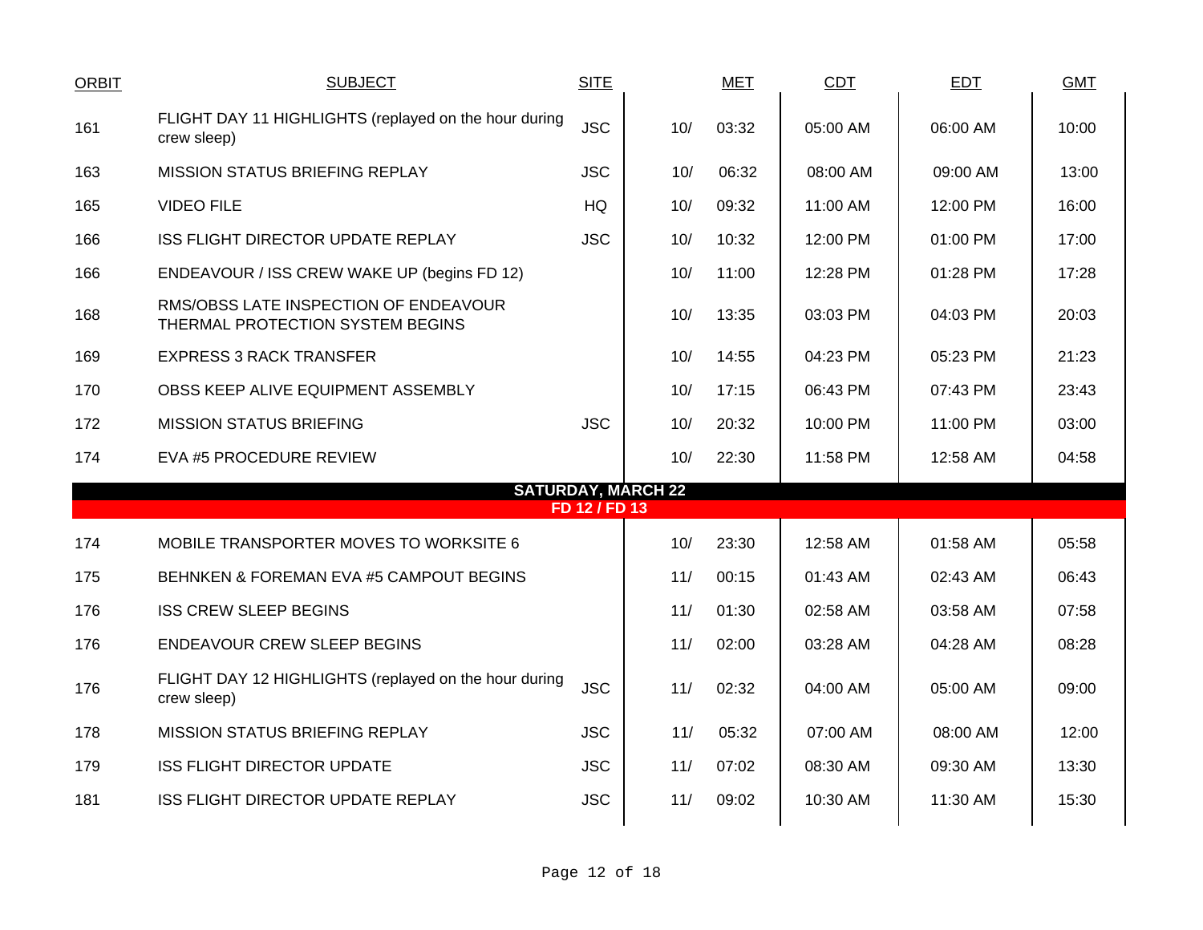| ORBIT | SUBJECT | SITE | MET | | CDT | EDT | GMT |
|---|---|---|---|---|---|---|---|
| 161 | FLIGHT DAY 11 HIGHLIGHTS (replayed on the hour during crew sleep) | JSC | 10/ | 03:32 | 05:00 AM | 06:00 AM | 10:00 |
| 163 | MISSION STATUS BRIEFING REPLAY | JSC | 10/ | 06:32 | 08:00 AM | 09:00 AM | 13:00 |
| 165 | VIDEO FILE | HQ | 10/ | 09:32 | 11:00 AM | 12:00 PM | 16:00 |
| 166 | ISS FLIGHT DIRECTOR UPDATE REPLAY | JSC | 10/ | 10:32 | 12:00 PM | 01:00 PM | 17:00 |
| 166 | ENDEAVOUR / ISS CREW WAKE UP (begins FD 12) | | 10/ | 11:00 | 12:28 PM | 01:28 PM | 17:28 |
| 168 | RMS/OBSS LATE INSPECTION OF ENDEAVOUR THERMAL PROTECTION SYSTEM BEGINS | | 10/ | 13:35 | 03:03 PM | 04:03 PM | 20:03 |
| 169 | EXPRESS 3 RACK TRANSFER | | 10/ | 14:55 | 04:23 PM | 05:23 PM | 21:23 |
| 170 | OBSS KEEP ALIVE EQUIPMENT ASSEMBLY | | 10/ | 17:15 | 06:43 PM | 07:43 PM | 23:43 |
| 172 | MISSION STATUS BRIEFING | JSC | 10/ | 20:32 | 10:00 PM | 11:00 PM | 03:00 |
| 174 | EVA #5 PROCEDURE REVIEW | | 10/ | 22:30 | 11:58 PM | 12:58 AM | 04:58 |
| | **SATURDAY, MARCH 22** | | | | | | |
| | **FD 12 / FD 13** | | | | | | |
| 174 | MOBILE TRANSPORTER MOVES TO WORKSITE 6 | | 10/ | 23:30 | 12:58 AM | 01:58 AM | 05:58 |
| 175 | BEHNKEN & FOREMAN EVA #5 CAMPOUT BEGINS | | 11/ | 00:15 | 01:43 AM | 02:43 AM | 06:43 |
| 176 | ISS CREW SLEEP BEGINS | | 11/ | 01:30 | 02:58 AM | 03:58 AM | 07:58 |
| 176 | ENDEAVOUR CREW SLEEP BEGINS | | 11/ | 02:00 | 03:28 AM | 04:28 AM | 08:28 |
| 176 | FLIGHT DAY 12 HIGHLIGHTS (replayed on the hour during crew sleep) | JSC | 11/ | 02:32 | 04:00 AM | 05:00 AM | 09:00 |
| 178 | MISSION STATUS BRIEFING REPLAY | JSC | 11/ | 05:32 | 07:00 AM | 08:00 AM | 12:00 |
| 179 | ISS FLIGHT DIRECTOR UPDATE | JSC | 11/ | 07:02 | 08:30 AM | 09:30 AM | 13:30 |
| 181 | ISS FLIGHT DIRECTOR UPDATE REPLAY | JSC | 11/ | 09:02 | 10:30 AM | 11:30 AM | 15:30 |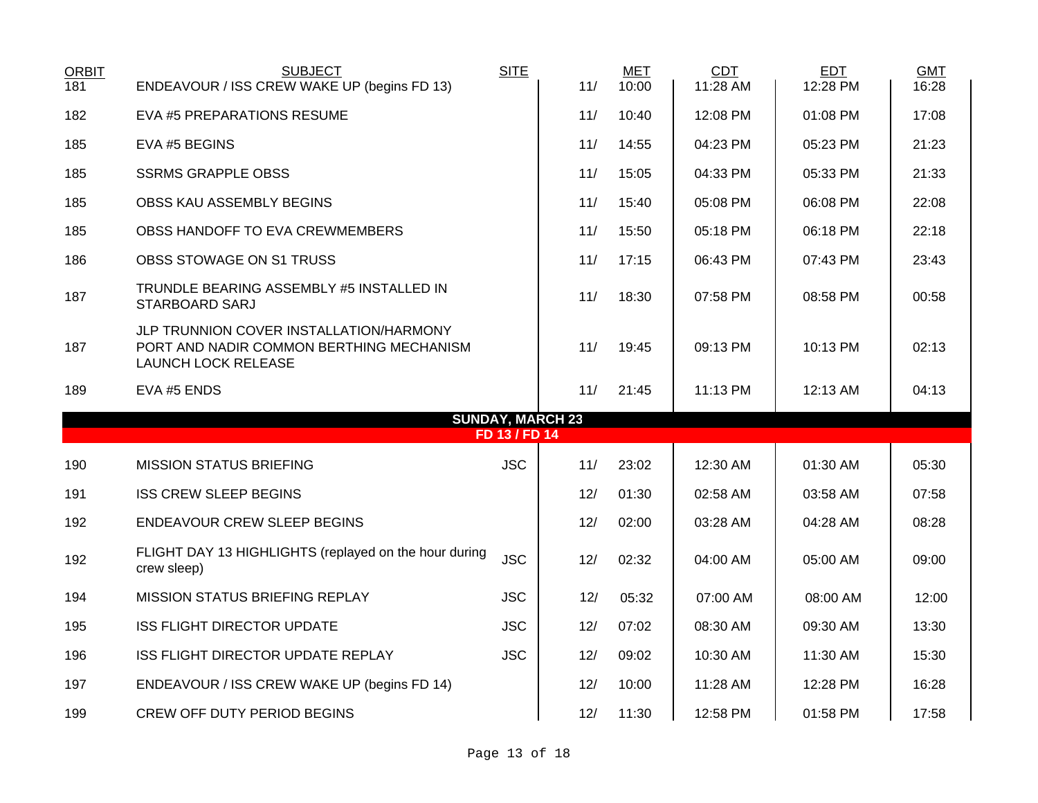| ORBIT | SUBJECT | SITE | | MET | CDT | EDT | GMT |
|---|---|---|---|---|---|---|---|
| 181 | ENDEAVOUR / ISS CREW WAKE UP (begins FD 13) | | 11/ | 10:00 | 11:28 AM | 12:28 PM | 16:28 |
| 182 | EVA #5 PREPARATIONS RESUME | | 11/ | 10:40 | 12:08 PM | 01:08 PM | 17:08 |
| 185 | EVA #5 BEGINS | | 11/ | 14:55 | 04:23 PM | 05:23 PM | 21:23 |
| 185 | SSRMS GRAPPLE OBSS | | 11/ | 15:05 | 04:33 PM | 05:33 PM | 21:33 |
| 185 | OBSS KAU ASSEMBLY BEGINS | | 11/ | 15:40 | 05:08 PM | 06:08 PM | 22:08 |
| 185 | OBSS HANDOFF TO EVA CREWMEMBERS | | 11/ | 15:50 | 05:18 PM | 06:18 PM | 22:18 |
| 186 | OBSS STOWAGE ON S1 TRUSS | | 11/ | 17:15 | 06:43 PM | 07:43 PM | 23:43 |
| 187 | TRUNDLE BEARING ASSEMBLY #5 INSTALLED IN STARBOARD SARJ | | 11/ | 18:30 | 07:58 PM | 08:58 PM | 00:58 |
| 187 | JLP TRUNNION COVER INSTALLATION/HARMONY PORT AND NADIR COMMON BERTHING MECHANISM LAUNCH LOCK RELEASE | | 11/ | 19:45 | 09:13 PM | 10:13 PM | 02:13 |
| 189 | EVA #5 ENDS | | 11/ | 21:45 | 11:13 PM | 12:13 AM | 04:13 |
| | **SUNDAY, MARCH 23** | | | | | | |
| | **FD 13 / FD 14** | | | | | | |
| 190 | MISSION STATUS BRIEFING | JSC | 11/ | 23:02 | 12:30 AM | 01:30 AM | 05:30 |
| 191 | ISS CREW SLEEP BEGINS | | 12/ | 01:30 | 02:58 AM | 03:58 AM | 07:58 |
| 192 | ENDEAVOUR CREW SLEEP BEGINS | | 12/ | 02:00 | 03:28 AM | 04:28 AM | 08:28 |
| 192 | FLIGHT DAY 13 HIGHLIGHTS (replayed on the hour during crew sleep) | JSC | 12/ | 02:32 | 04:00 AM | 05:00 AM | 09:00 |
| 194 | MISSION STATUS BRIEFING REPLAY | JSC | 12/ | 05:32 | 07:00 AM | 08:00 AM | 12:00 |
| 195 | ISS FLIGHT DIRECTOR UPDATE | JSC | 12/ | 07:02 | 08:30 AM | 09:30 AM | 13:30 |
| 196 | ISS FLIGHT DIRECTOR UPDATE REPLAY | JSC | 12/ | 09:02 | 10:30 AM | 11:30 AM | 15:30 |
| 197 | ENDEAVOUR / ISS CREW WAKE UP (begins FD 14) | | 12/ | 10:00 | 11:28 AM | 12:28 PM | 16:28 |
| 199 | CREW OFF DUTY PERIOD BEGINS | | 12/ | 11:30 | 12:58 PM | 01:58 PM | 17:58 |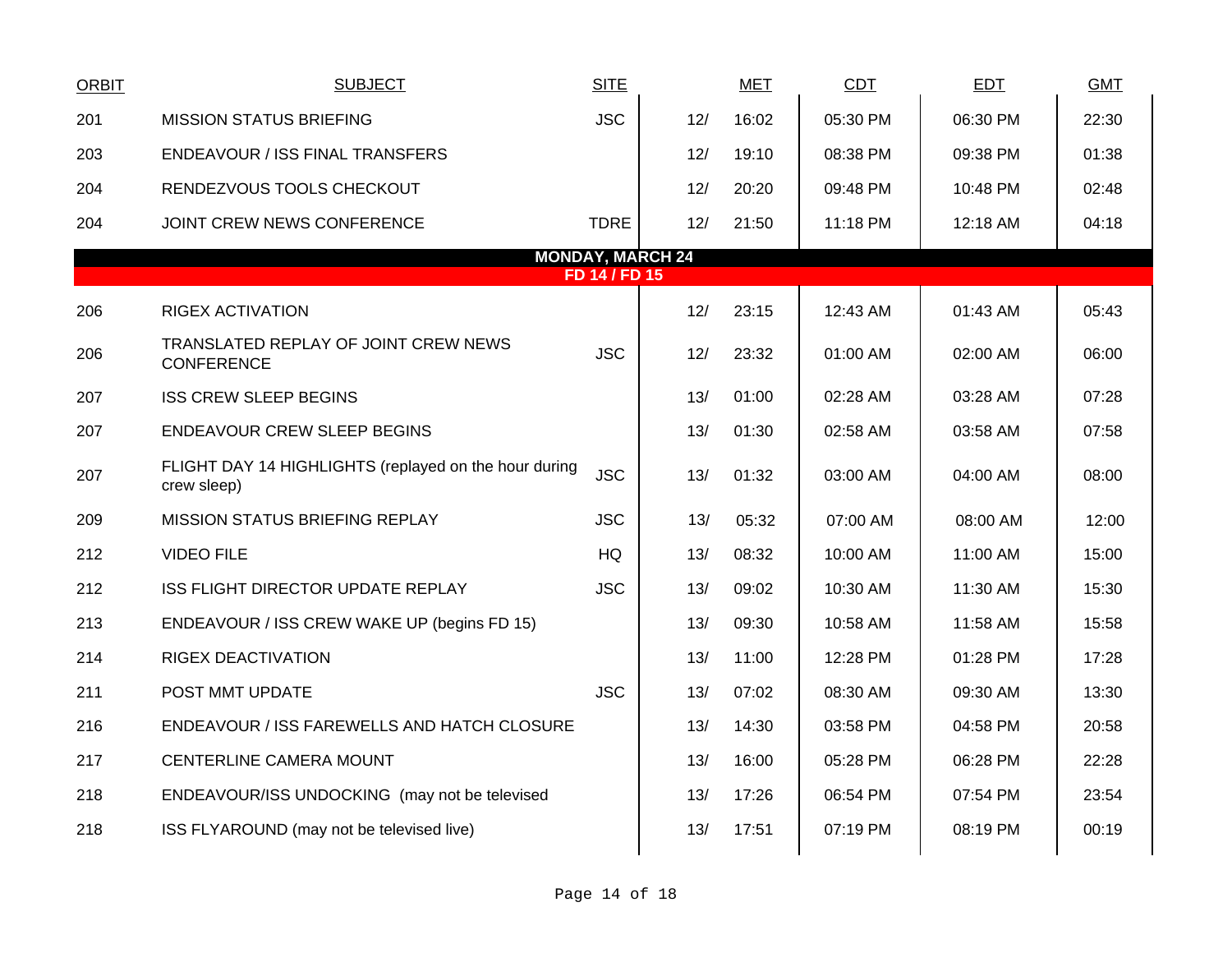| ORBIT | SUBJECT | SITE | MET | | CDT | EDT | GMT |
|---|---|---|---|---|---|---|---|
| 201 | MISSION STATUS BRIEFING | JSC | 12/ | 16:02 | 05:30 PM | 06:30 PM | 22:30 |
| 203 | ENDEAVOUR / ISS FINAL TRANSFERS | | 12/ | 19:10 | 08:38 PM | 09:38 PM | 01:38 |
| 204 | RENDEZVOUS TOOLS CHECKOUT | | 12/ | 20:20 | 09:48 PM | 10:48 PM | 02:48 |
| 204 | JOINT CREW NEWS CONFERENCE | TDRE | 12/ | 21:50 | 11:18 PM | 12:18 AM | 04:18 |
| **MONDAY, MARCH 24** | | | | | | | |
| **FD 14 / FD 15** | | | | | | | |
| 206 | RIGEX ACTIVATION | | 12/ | 23:15 | 12:43 AM | 01:43 AM | 05:43 |
| 206 | TRANSLATED REPLAY OF JOINT CREW NEWS CONFERENCE | JSC | 12/ | 23:32 | 01:00 AM | 02:00 AM | 06:00 |
| 207 | ISS CREW SLEEP BEGINS | | 13/ | 01:00 | 02:28 AM | 03:28 AM | 07:28 |
| 207 | ENDEAVOUR CREW SLEEP BEGINS | | 13/ | 01:30 | 02:58 AM | 03:58 AM | 07:58 |
| 207 | FLIGHT DAY 14 HIGHLIGHTS (replayed on the hour during crew sleep) | JSC | 13/ | 01:32 | 03:00 AM | 04:00 AM | 08:00 |
| 209 | MISSION STATUS BRIEFING REPLAY | JSC | 13/ | 05:32 | 07:00 AM | 08:00 AM | 12:00 |
| 212 | VIDEO FILE | HQ | 13/ | 08:32 | 10:00 AM | 11:00 AM | 15:00 |
| 212 | ISS FLIGHT DIRECTOR UPDATE REPLAY | JSC | 13/ | 09:02 | 10:30 AM | 11:30 AM | 15:30 |
| 213 | ENDEAVOUR / ISS CREW WAKE UP (begins FD 15) | | 13/ | 09:30 | 10:58 AM | 11:58 AM | 15:58 |
| 214 | RIGEX DEACTIVATION | | 13/ | 11:00 | 12:28 PM | 01:28 PM | 17:28 |
| 211 | POST MMT UPDATE | JSC | 13/ | 07:02 | 08:30 AM | 09:30 AM | 13:30 |
| 216 | ENDEAVOUR / ISS FAREWELLS AND HATCH CLOSURE | | 13/ | 14:30 | 03:58 PM | 04:58 PM | 20:58 |
| 217 | CENTERLINE CAMERA MOUNT | | 13/ | 16:00 | 05:28 PM | 06:28 PM | 22:28 |
| 218 | ENDEAVOUR/ISS UNDOCKING (may not be televised | | 13/ | 17:26 | 06:54 PM | 07:54 PM | 23:54 |
| 218 | ISS FLYAROUND (may not be televised live) | | 13/ | 17:51 | 07:19 PM | 08:19 PM | 00:19 |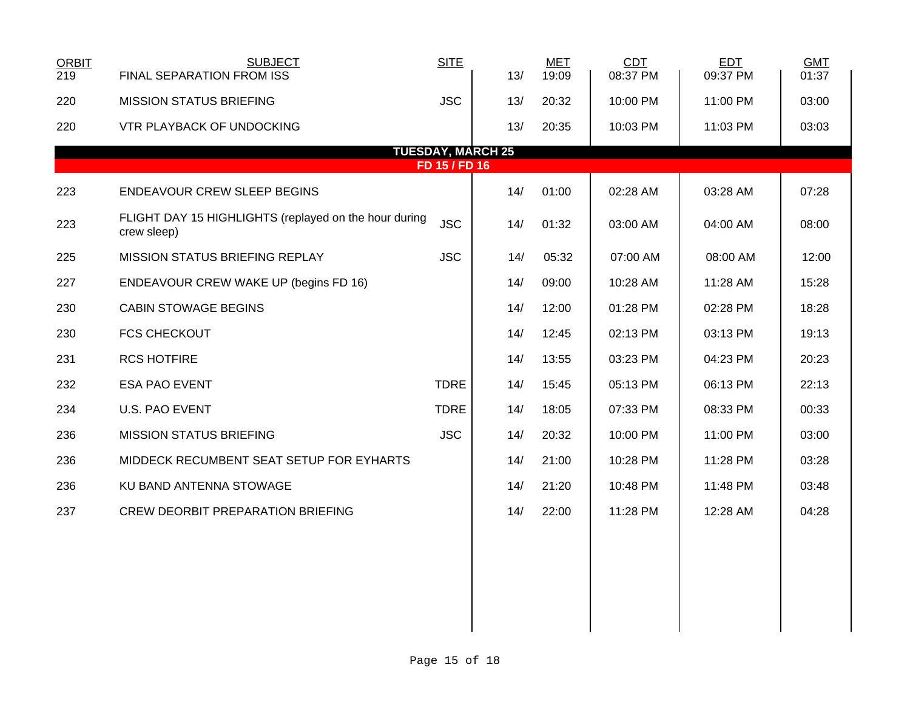| ORBIT | SUBJECT | SITE | | MET | CDT | EDT | GMT |
|---|---|---|---|---|---|---|---|
| 219 | FINAL SEPARATION FROM ISS | | 13/ | 19:09 | 08:37 PM | 09:37 PM | 01:37 |
| 220 | MISSION STATUS BRIEFING | JSC | 13/ | 20:32 | 10:00 PM | 11:00 PM | 03:00 |
| 220 | VTR PLAYBACK OF UNDOCKING | | 13/ | 20:35 | 10:03 PM | 11:03 PM | 03:03 |
| | **TUESDAY, MARCH 25** | | | | | | |
| | **FD 15 / FD 16** | | | | | | |
| 223 | ENDEAVOUR CREW SLEEP BEGINS | | 14/ | 01:00 | 02:28 AM | 03:28 AM | 07:28 |
| 223 | FLIGHT DAY 15 HIGHLIGHTS (replayed on the hour during crew sleep) | JSC | 14/ | 01:32 | 03:00 AM | 04:00 AM | 08:00 |
| 225 | MISSION STATUS BRIEFING REPLAY | JSC | 14/ | 05:32 | 07:00 AM | 08:00 AM | 12:00 |
| 227 | ENDEAVOUR CREW WAKE UP (begins FD 16) | | 14/ | 09:00 | 10:28 AM | 11:28 AM | 15:28 |
| 230 | CABIN STOWAGE BEGINS | | 14/ | 12:00 | 01:28 PM | 02:28 PM | 18:28 |
| 230 | FCS CHECKOUT | | 14/ | 12:45 | 02:13 PM | 03:13 PM | 19:13 |
| 231 | RCS HOTFIRE | | 14/ | 13:55 | 03:23 PM | 04:23 PM | 20:23 |
| 232 | ESA PAO EVENT | TDRE | 14/ | 15:45 | 05:13 PM | 06:13 PM | 22:13 |
| 234 | U.S. PAO EVENT | TDRE | 14/ | 18:05 | 07:33 PM | 08:33 PM | 00:33 |
| 236 | MISSION STATUS BRIEFING | JSC | 14/ | 20:32 | 10:00 PM | 11:00 PM | 03:00 |
| 236 | MIDDECK RECUMBENT SEAT SETUP FOR EYHARTS | | 14/ | 21:00 | 10:28 PM | 11:28 PM | 03:28 |
| 236 | KU BAND ANTENNA STOWAGE | | 14/ | 21:20 | 10:48 PM | 11:48 PM | 03:48 |
| 237 | CREW DEORBIT PREPARATION BRIEFING | | 14/ | 22:00 | 11:28 PM | 12:28 AM | 04:28 |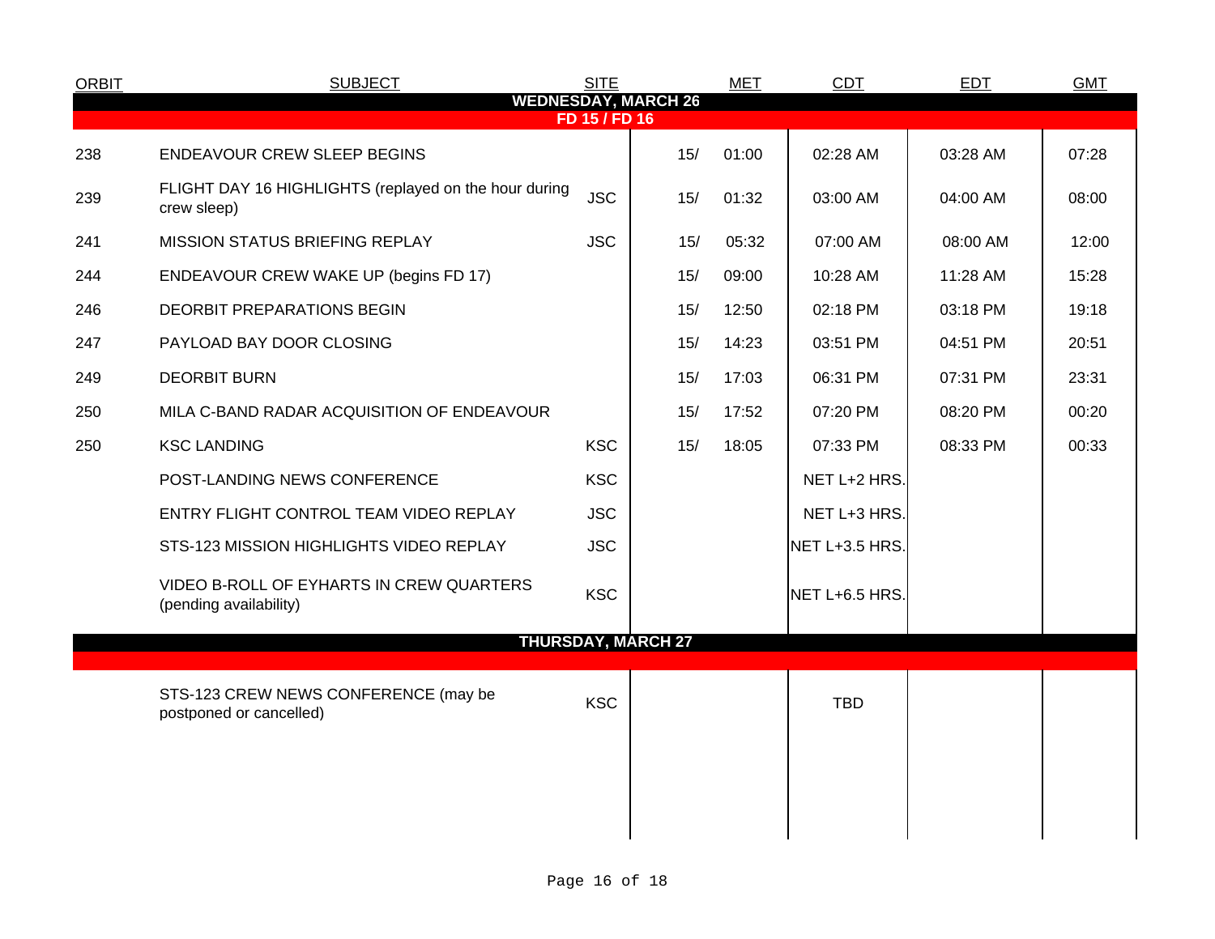| ORBIT | SUBJECT | SITE | MET | | CDT | EDT | GMT |
|---|---|---|---|---|---|---|---|
| **WEDNESDAY, MARCH 26** | | | | | | | |
| **FD 15 / FD 16** | | | | | | | |
| 238 | ENDEAVOUR CREW SLEEP BEGINS | | 15/ | 01:00 | 02:28 AM | 03:28 AM | 07:28 |
| 239 | FLIGHT DAY 16 HIGHLIGHTS (replayed on the hour during crew sleep) | JSC | 15/ | 01:32 | 03:00 AM | 04:00 AM | 08:00 |
| 241 | MISSION STATUS BRIEFING REPLAY | JSC | 15/ | 05:32 | 07:00 AM | 08:00 AM | 12:00 |
| 244 | ENDEAVOUR CREW WAKE UP (begins FD 17) | | 15/ | 09:00 | 10:28 AM | 11:28 AM | 15:28 |
| 246 | DEORBIT PREPARATIONS BEGIN | | 15/ | 12:50 | 02:18 PM | 03:18 PM | 19:18 |
| 247 | PAYLOAD BAY DOOR CLOSING | | 15/ | 14:23 | 03:51 PM | 04:51 PM | 20:51 |
| 249 | DEORBIT BURN | | 15/ | 17:03 | 06:31 PM | 07:31 PM | 23:31 |
| 250 | MILA C-BAND RADAR ACQUISITION OF ENDEAVOUR | | 15/ | 17:52 | 07:20 PM | 08:20 PM | 00:20 |
| 250 | KSC LANDING | KSC | 15/ | 18:05 | 07:33 PM | 08:33 PM | 00:33 |
| | POST-LANDING NEWS CONFERENCE | KSC | | | NET L+2 HRS. | | |
| | ENTRY FLIGHT CONTROL TEAM VIDEO REPLAY | JSC | | | NET L+3 HRS. | | |
| | STS-123 MISSION HIGHLIGHTS VIDEO REPLAY | JSC | | | NET L+3.5 HRS. | | |
| | VIDEO B-ROLL OF EYHARTS IN CREW QUARTERS (pending availability) | KSC | | | NET L+6.5 HRS. | | |
| **THURSDAY, MARCH 27** | | | | | | | |
| | STS-123 CREW NEWS CONFERENCE (may be postponed or cancelled) | KSC | | | TBD | | |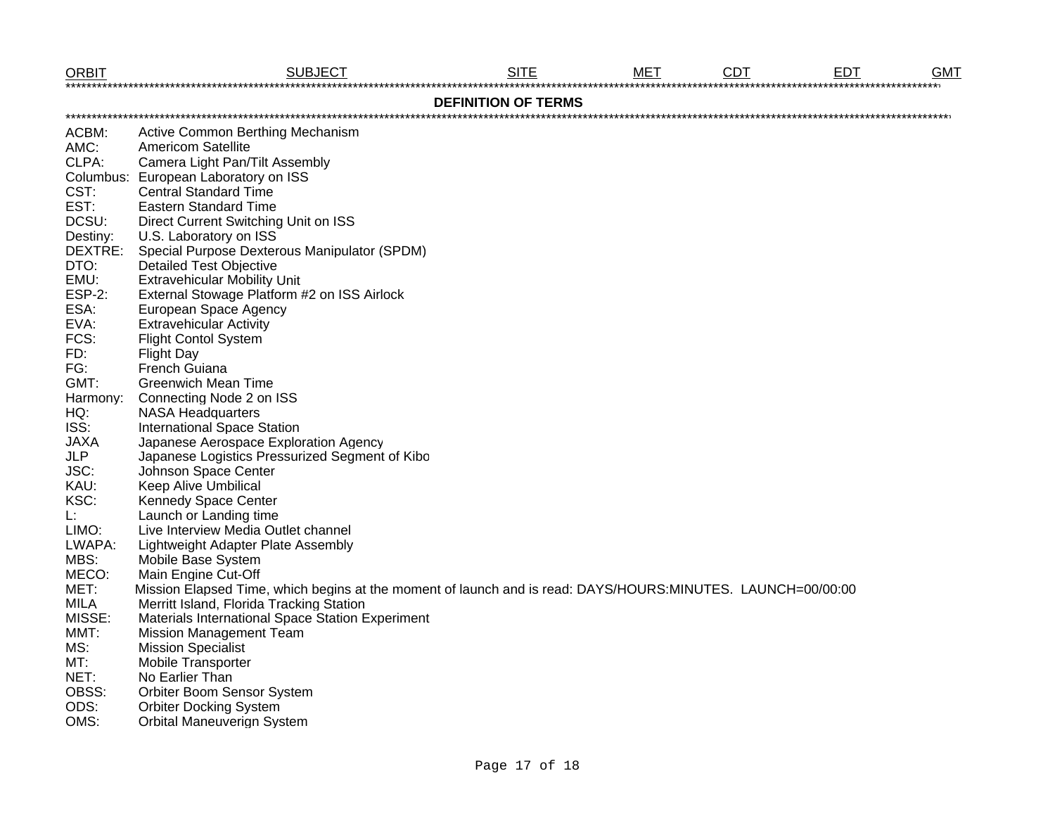| ORBIT | SUBJECT | SITE | MET | CDT | EDT | GMT |
|---|---|---|---|---|---|---|

## DEFINITION OF TERMS

ACBM: Active Common Berthing Mechanism
AMC: Americom Satellite
CLPA: Camera Light Pan/Tilt Assembly
Columbus: European Laboratory on ISS
CST: Central Standard Time
EST: Eastern Standard Time
DCSU: Direct Current Switching Unit on ISS
Destiny: U.S. Laboratory on ISS
DEXTRE: Special Purpose Dexterous Manipulator (SPDM)
DTO: Detailed Test Objective
EMU: Extravehicular Mobility Unit
ESP-2: External Stowage Platform #2 on ISS Airlock
ESA: European Space Agency
EVA: Extravehicular Activity
FCS: Flight Contol System
FD: Flight Day
FG: French Guiana
GMT: Greenwich Mean Time
Harmony: Connecting Node 2 on ISS
HQ: NASA Headquarters
ISS: International Space Station
JAXA Japanese Aerospace Exploration Agency
JLP Japanese Logistics Pressurized Segment of Kibo
JSC: Johnson Space Center
KAU: Keep Alive Umbilical
KSC: Kennedy Space Center
L: Launch or Landing time
LIMO: Live Interview Media Outlet channel
LWAPA: Lightweight Adapter Plate Assembly
MBS: Mobile Base System
MECO: Main Engine Cut-Off
MET: Mission Elapsed Time, which begins at the moment of launch and is read: DAYS/HOURS:MINUTES. LAUNCH=00/00:00
MILA Merritt Island, Florida Tracking Station
MISSE: Materials International Space Station Experiment
MMT: Mission Management Team
MS: Mission Specialist
MT: Mobile Transporter
NET: No Earlier Than
OBSS: Orbiter Boom Sensor System
ODS: Orbiter Docking System
OMS: Orbital Maneuverign System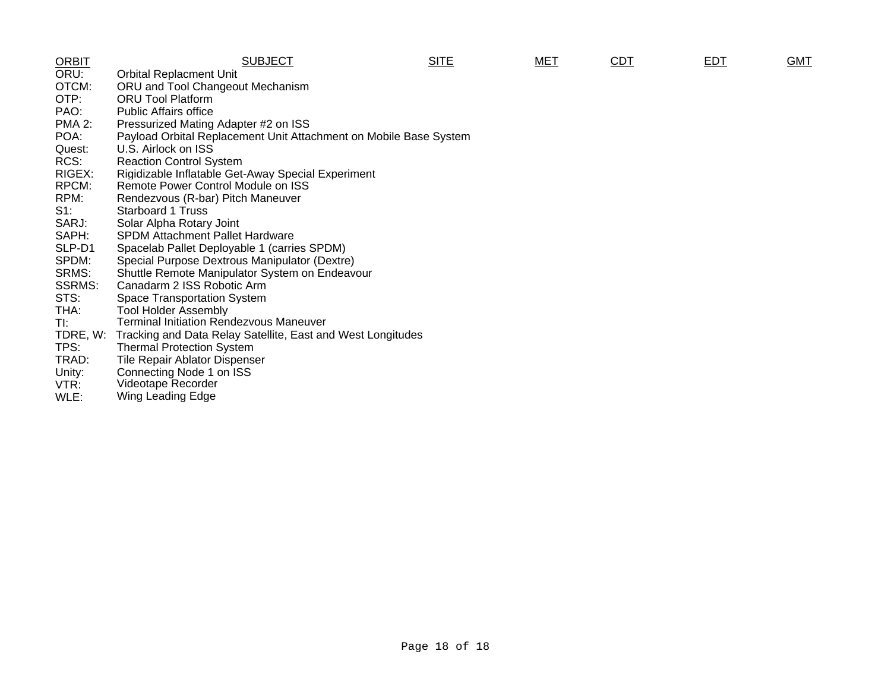| ORBIT | SUBJECT | SITE | MET | CDT | EDT | GMT |
|---|---|---|---|---|---|---|
| ORU: | Orbital Replacment Unit | | | | | |
| OTCM: | ORU and Tool Changeout Mechanism | | | | | |
| OTP: | ORU Tool Platform | | | | | |
| PAO: | Public Affairs office | | | | | |
| PMA 2: | Pressurized Mating Adapter #2 on ISS | | | | | |
| POA: | Payload Orbital Replacement Unit Attachment on Mobile Base System | | | | | |
| Quest: | U.S. Airlock on ISS | | | | | |
| RCS: | Reaction Control System | | | | | |
| RIGEX: | Rigidizable Inflatable Get-Away Special Experiment | | | | | |
| RPCM: | Remote Power Control Module on ISS | | | | | |
| RPM: | Rendezvous (R-bar) Pitch Maneuver | | | | | |
| S1: | Starboard 1 Truss | | | | | |
| SARJ: | Solar Alpha Rotary Joint | | | | | |
| SAPH: | SPDM Attachment Pallet Hardware | | | | | |
| SLP-D1 | Spacelab Pallet Deployable 1 (carries SPDM) | | | | | |
| SPDM: | Special Purpose Dextrous Manipulator (Dextre) | | | | | |
| SRMS: | Shuttle Remote Manipulator System on Endeavour | | | | | |
| SSRMS: | Canadarm 2 ISS Robotic Arm | | | | | |
| STS: | Space Transportation System | | | | | |
| THA: | Tool Holder Assembly | | | | | |
| TI: | Terminal Initiation Rendezvous Maneuver | | | | | |
| TDRE, W: | Tracking and Data Relay Satellite, East and West Longitudes | | | | | |
| TPS: | Thermal Protection System | | | | | |
| TRAD: | Tile Repair Ablator Dispenser | | | | | |
| Unity: | Connecting Node 1 on ISS | | | | | |
| VTR: | Videotape Recorder | | | | | |
| WLE: | Wing Leading Edge | | | | | |